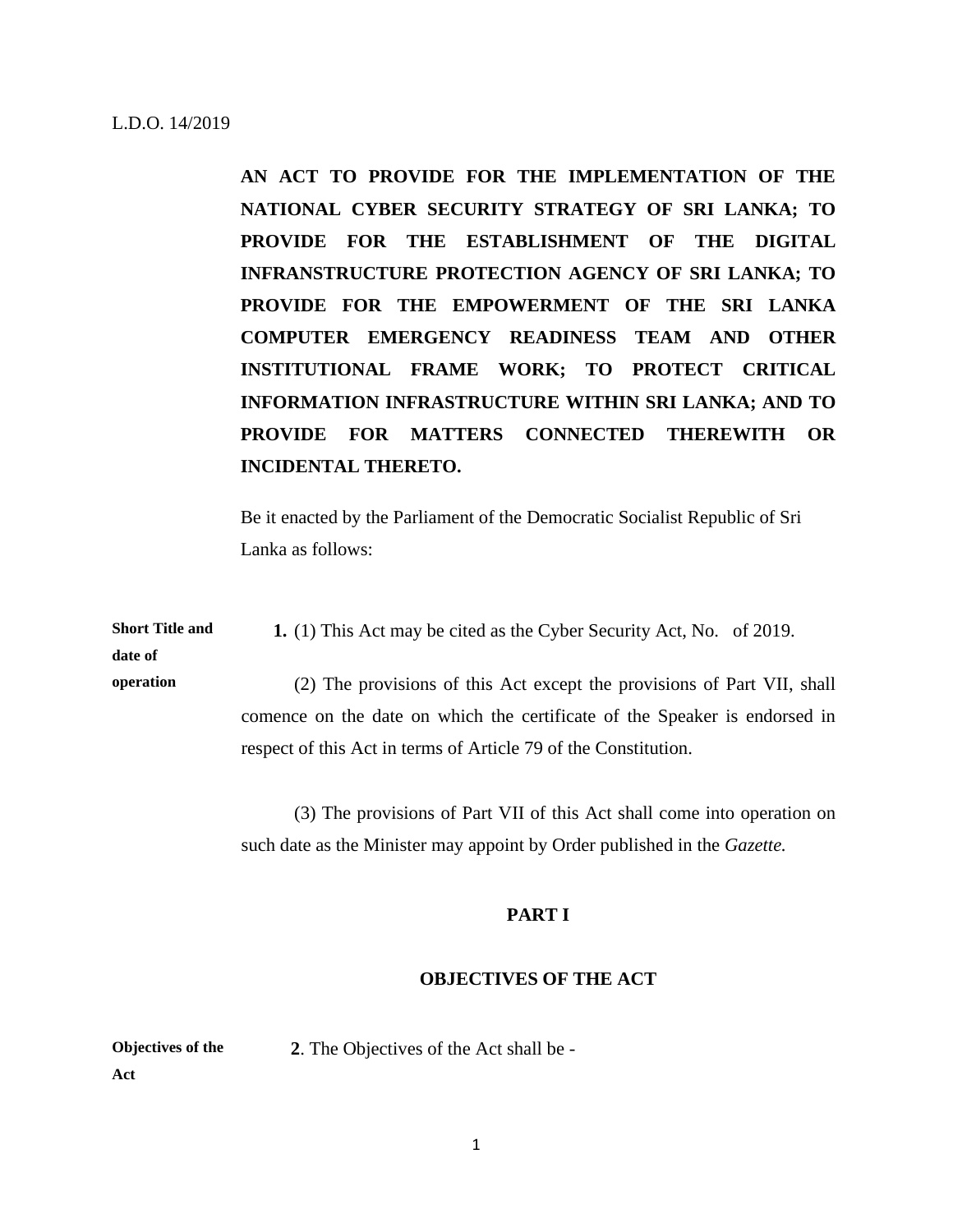L.D.O. 14/2019

**AN ACT TO PROVIDE FOR THE IMPLEMENTATION OF THE NATIONAL CYBER SECURITY STRATEGY OF SRI LANKA; TO PROVIDE FOR THE ESTABLISHMENT OF THE DIGITAL INFRANSTRUCTURE PROTECTION AGENCY OF SRI LANKA; TO PROVIDE FOR THE EMPOWERMENT OF THE SRI LANKA COMPUTER EMERGENCY READINESS TEAM AND OTHER INSTITUTIONAL FRAME WORK; TO PROTECT CRITICAL INFORMATION INFRASTRUCTURE WITHIN SRI LANKA; AND TO PROVIDE FOR MATTERS CONNECTED THEREWITH OR INCIDENTAL THERETO.**

Be it enacted by the Parliament of the Democratic Socialist Republic of Sri Lanka as follows:

**Short Title and date of operation**

**1.** (1) This Act may be cited as the Cyber Security Act, No. of 2019.

(2) The provisions of this Act except the provisions of Part VII, shall comence on the date on which the certificate of the Speaker is endorsed in respect of this Act in terms of Article 79 of the Constitution.

(3) The provisions of Part VII of this Act shall come into operation on such date as the Minister may appoint by Order published in the *Gazette.*

## PART I

## OBJECTIVES OF THE ACT

**Objectives of the Act**

**2**. The Objectives of the Act shall be -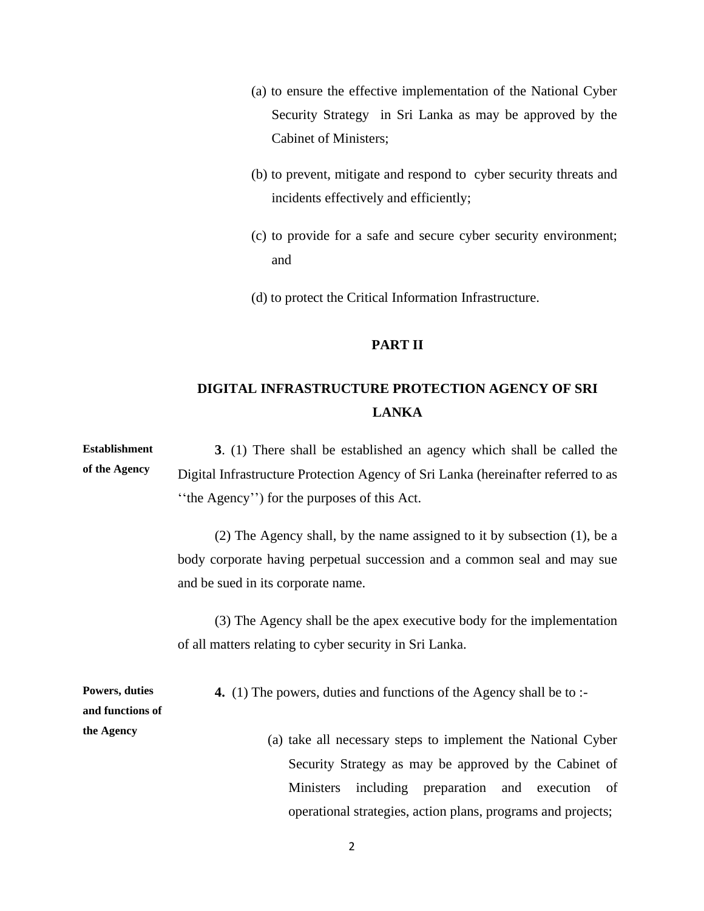(a) to ensure the effective implementation of the National Cyber Security Strategy in Sri Lanka as may be approved by the Cabinet of Ministers;

(b) to prevent, mitigate and respond to cyber security threats and incidents effectively and efficiently;

(c) to provide for a safe and secure cyber security environment; and

(d) to protect the Critical Information Infrastructure.

## PART II

## DIGITAL INFRASTRUCTURE PROTECTION AGENCY OF SRI LANKA

**Establishment of the Agency**

**3**. (1) There shall be established an agency which shall be called the Digital Infrastructure Protection Agency of Sri Lanka (hereinafter referred to as ''the Agency'') for the purposes of this Act.

(2) The Agency shall, by the name assigned to it by subsection (1), be a body corporate having perpetual succession and a common seal and may sue and be sued in its corporate name.

(3) The Agency shall be the apex executive body for the implementation of all matters relating to cyber security in Sri Lanka.

**Powers, duties and functions of the Agency**

**4.** (1) The powers, duties and functions of the Agency shall be to :-

(a) take all necessary steps to implement the National Cyber Security Strategy as may be approved by the Cabinet of Ministers including preparation and execution of operational strategies, action plans, programs and projects;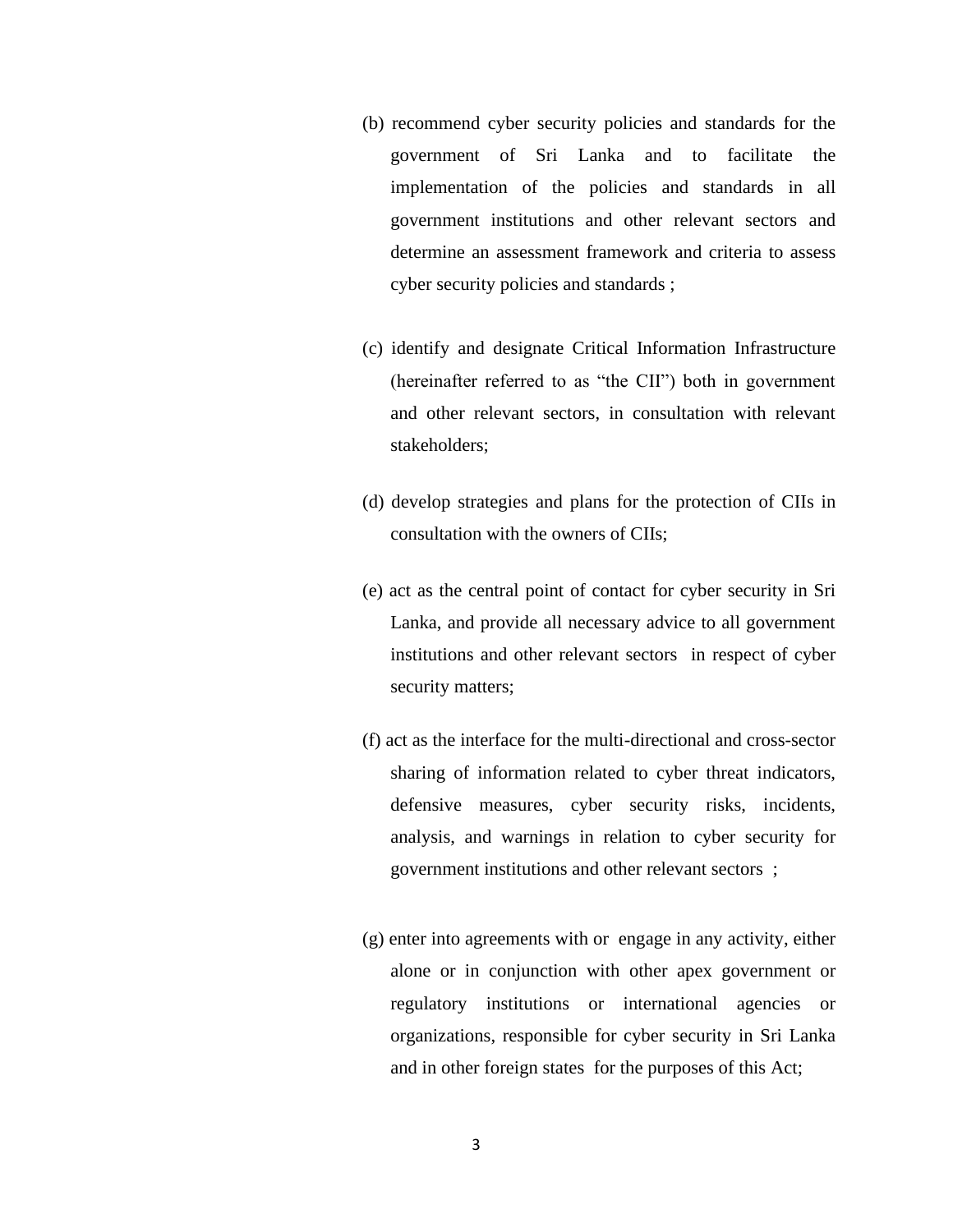(b) recommend cyber security policies and standards for the government of Sri Lanka and to facilitate the implementation of the policies and standards in all government institutions and other relevant sectors and determine an assessment framework and criteria to assess cyber security policies and standards ;

(c) identify and designate Critical Information Infrastructure (hereinafter referred to as "the CII") both in government and other relevant sectors, in consultation with relevant stakeholders;

(d) develop strategies and plans for the protection of CIIs in consultation with the owners of CIIs;

(e) act as the central point of contact for cyber security in Sri Lanka, and provide all necessary advice to all government institutions and other relevant sectors in respect of cyber security matters;

(f) act as the interface for the multi-directional and cross-sector sharing of information related to cyber threat indicators, defensive measures, cyber security risks, incidents, analysis, and warnings in relation to cyber security for government institutions and other relevant sectors ;

(g) enter into agreements with or engage in any activity, either alone or in conjunction with other apex government or regulatory institutions or international agencies or organizations, responsible for cyber security in Sri Lanka and in other foreign states for the purposes of this Act;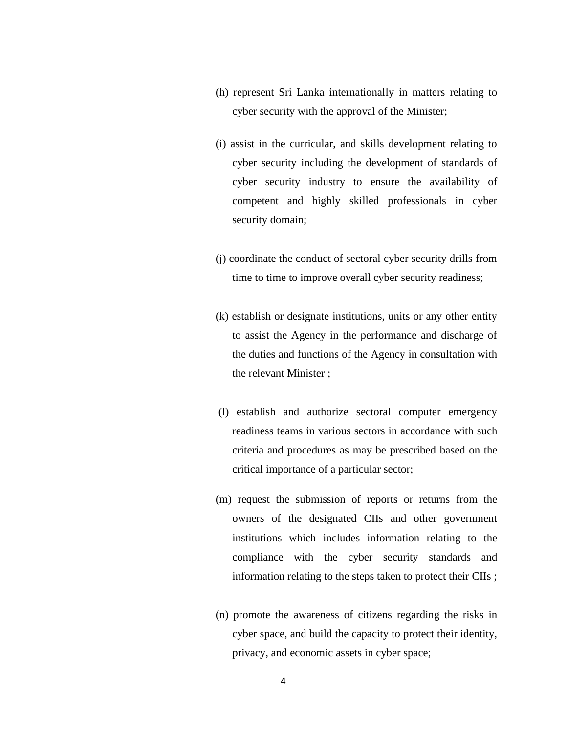(h) represent Sri Lanka internationally in matters relating to cyber security with the approval of the Minister;

(i) assist in the curricular, and skills development relating to cyber security including the development of standards of cyber security industry to ensure the availability of competent and highly skilled professionals in cyber security domain;

(j) coordinate the conduct of sectoral cyber security drills from time to time to improve overall cyber security readiness;

(k) establish or designate institutions, units or any other entity to assist the Agency in the performance and discharge of the duties and functions of the Agency in consultation with the relevant Minister ;

(l) establish and authorize sectoral computer emergency readiness teams in various sectors in accordance with such criteria and procedures as may be prescribed based on the critical importance of a particular sector;

(m) request the submission of reports or returns from the owners of the designated CIIs and other government institutions which includes information relating to the compliance with the cyber security standards and information relating to the steps taken to protect their CIIs ;

(n) promote the awareness of citizens regarding the risks in cyber space, and build the capacity to protect their identity, privacy, and economic assets in cyber space;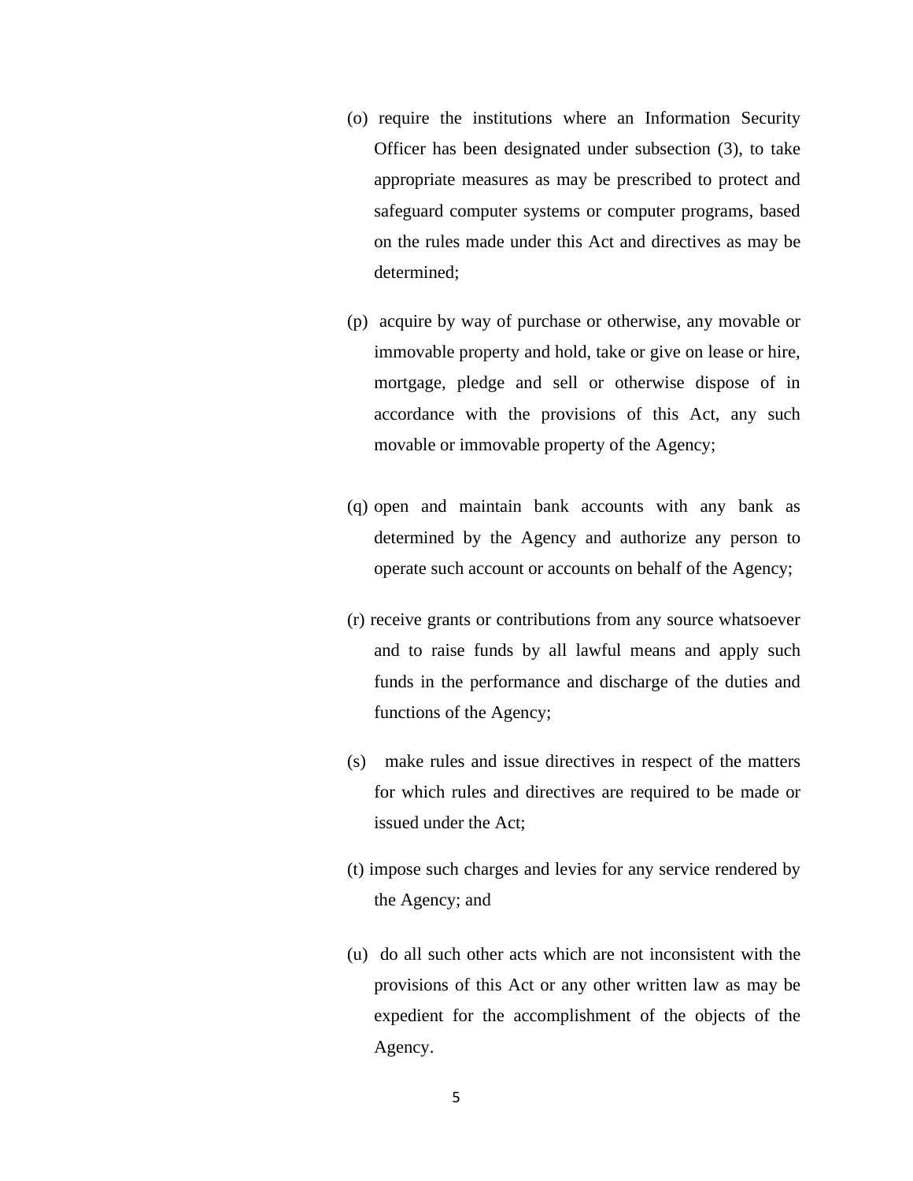(o) require the institutions where an Information Security Officer has been designated under subsection (3), to take appropriate measures as may be prescribed to protect and safeguard computer systems or computer programs, based on the rules made under this Act and directives as may be determined;

(p) acquire by way of purchase or otherwise, any movable or immovable property and hold, take or give on lease or hire, mortgage, pledge and sell or otherwise dispose of in accordance with the provisions of this Act, any such movable or immovable property of the Agency;

(q) open and maintain bank accounts with any bank as determined by the Agency and authorize any person to operate such account or accounts on behalf of the Agency;

(r) receive grants or contributions from any source whatsoever and to raise funds by all lawful means and apply such funds in the performance and discharge of the duties and functions of the Agency;

(s) make rules and issue directives in respect of the matters for which rules and directives are required to be made or issued under the Act;

(t) impose such charges and levies for any service rendered by the Agency; and

(u) do all such other acts which are not inconsistent with the provisions of this Act or any other written law as may be expedient for the accomplishment of the objects of the Agency.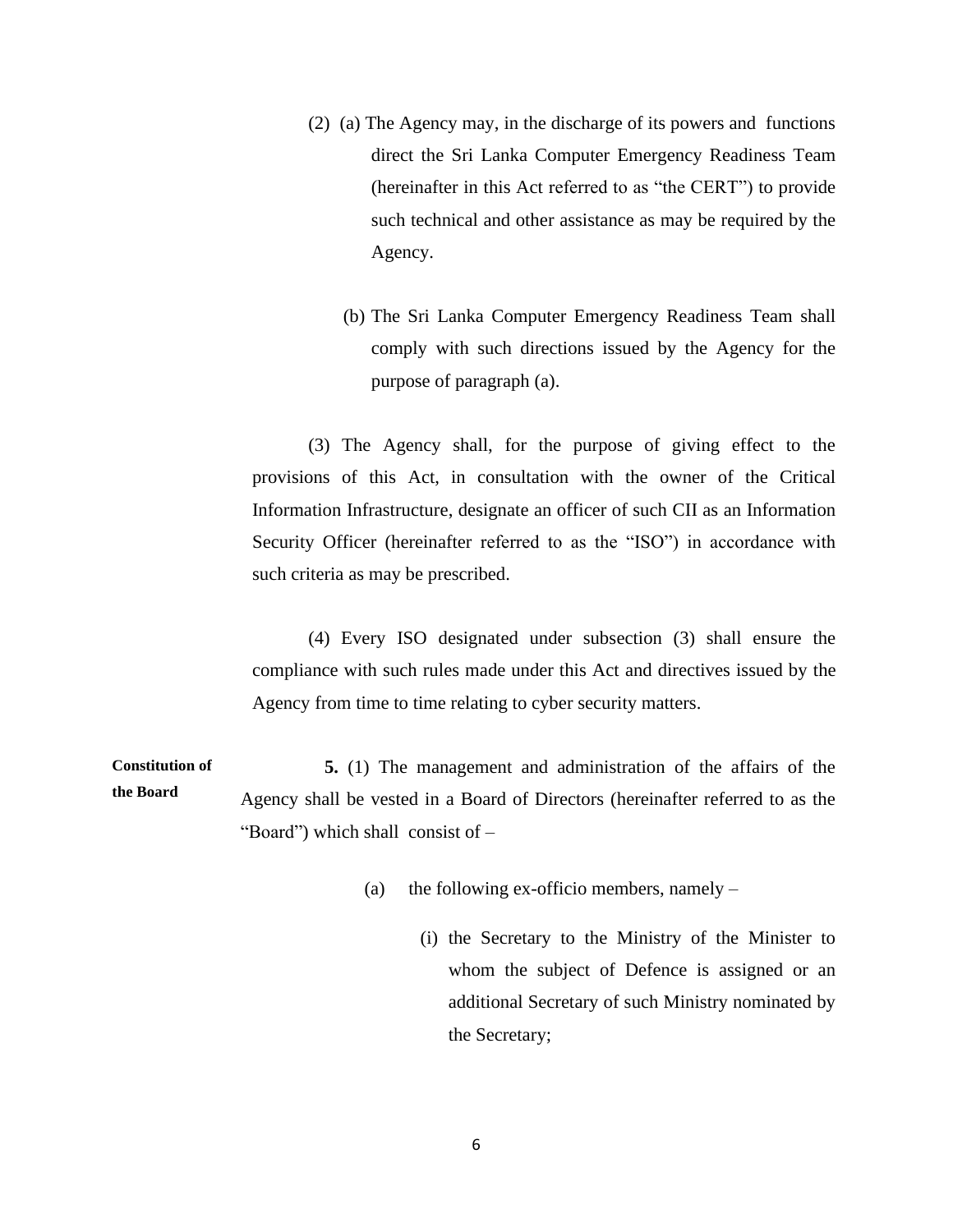(2) (a) The Agency may, in the discharge of its powers and functions direct the Sri Lanka Computer Emergency Readiness Team (hereinafter in this Act referred to as "the CERT") to provide such technical and other assistance as may be required by the Agency.

(b) The Sri Lanka Computer Emergency Readiness Team shall comply with such directions issued by the Agency for the purpose of paragraph (a).

(3) The Agency shall, for the purpose of giving effect to the provisions of this Act, in consultation with the owner of the Critical Information Infrastructure, designate an officer of such CII as an Information Security Officer (hereinafter referred to as the "ISO") in accordance with such criteria as may be prescribed.

(4) Every ISO designated under subsection (3) shall ensure the compliance with such rules made under this Act and directives issued by the Agency from time to time relating to cyber security matters.

**Constitution of the Board**

**5.** (1) The management and administration of the affairs of the Agency shall be vested in a Board of Directors (hereinafter referred to as the "Board") which shall consist of –

(a) the following ex-officio members, namely –

(i) the Secretary to the Ministry of the Minister to whom the subject of Defence is assigned or an additional Secretary of such Ministry nominated by the Secretary;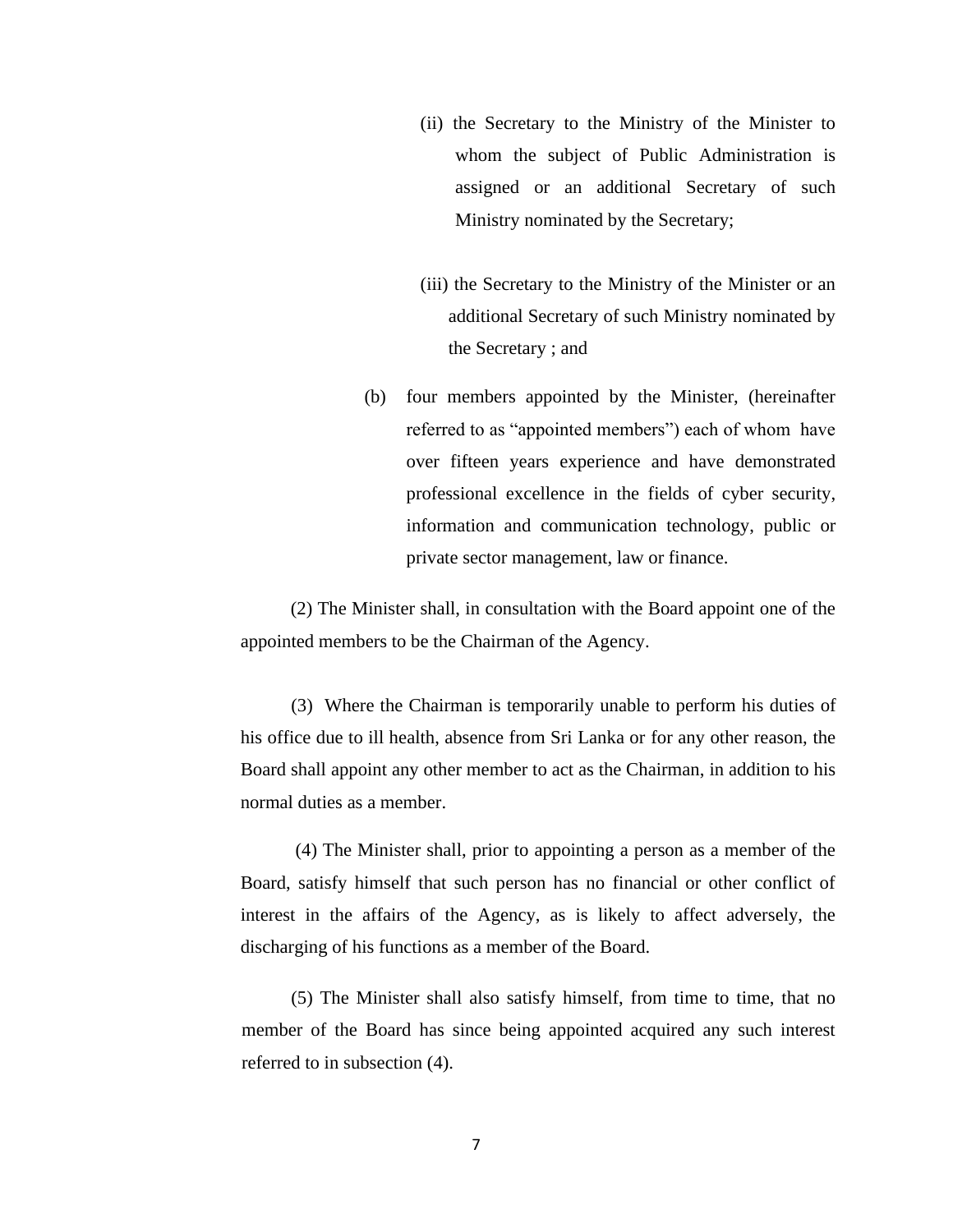(ii) the Secretary to the Ministry of the Minister to whom the subject of Public Administration is assigned or an additional Secretary of such Ministry nominated by the Secretary;

(iii) the Secretary to the Ministry of the Minister or an additional Secretary of such Ministry nominated by the Secretary ; and

(b) four members appointed by the Minister, (hereinafter referred to as "appointed members") each of whom have over fifteen years experience and have demonstrated professional excellence in the fields of cyber security, information and communication technology, public or private sector management, law or finance.

(2) The Minister shall, in consultation with the Board appoint one of the appointed members to be the Chairman of the Agency.

(3) Where the Chairman is temporarily unable to perform his duties of his office due to ill health, absence from Sri Lanka or for any other reason, the Board shall appoint any other member to act as the Chairman, in addition to his normal duties as a member.

(4) The Minister shall, prior to appointing a person as a member of the Board, satisfy himself that such person has no financial or other conflict of interest in the affairs of the Agency, as is likely to affect adversely, the discharging of his functions as a member of the Board.

(5) The Minister shall also satisfy himself, from time to time, that no member of the Board has since being appointed acquired any such interest referred to in subsection (4).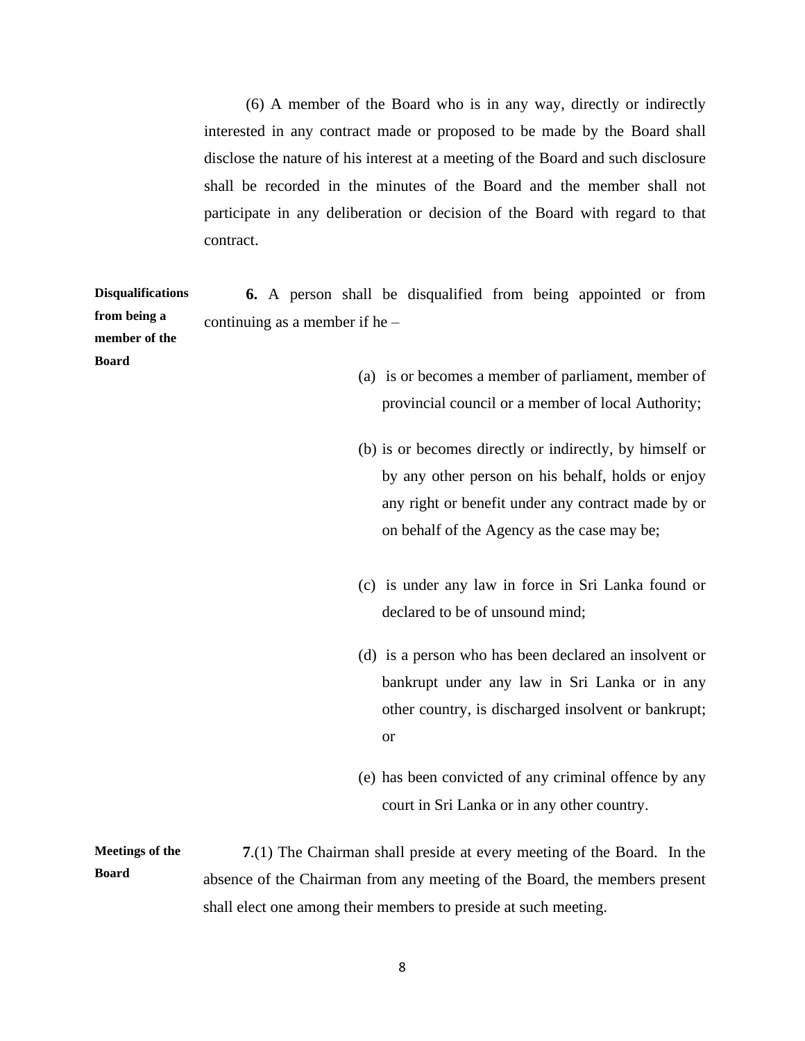(6) A member of the Board who is in any way, directly or indirectly interested in any contract made or proposed to be made by the Board shall disclose the nature of his interest at a meeting of the Board and such disclosure shall be recorded in the minutes of the Board and the member shall not participate in any deliberation or decision of the Board with regard to that contract.

**Disqualifications from being a member of the Board**

**6.** A person shall be disqualified from being appointed or from continuing as a member if he –

(a) is or becomes a member of parliament, member of provincial council or a member of local Authority;

(b) is or becomes directly or indirectly, by himself or by any other person on his behalf, holds or enjoy any right or benefit under any contract made by or on behalf of the Agency as the case may be;

(c) is under any law in force in Sri Lanka found or declared to be of unsound mind;

(d) is a person who has been declared an insolvent or bankrupt under any law in Sri Lanka or in any other country, is discharged insolvent or bankrupt; or

(e) has been convicted of any criminal offence by any court in Sri Lanka or in any other country.

**Meetings of the Board**

**7**.(1) The Chairman shall preside at every meeting of the Board. In the absence of the Chairman from any meeting of the Board, the members present shall elect one among their members to preside at such meeting.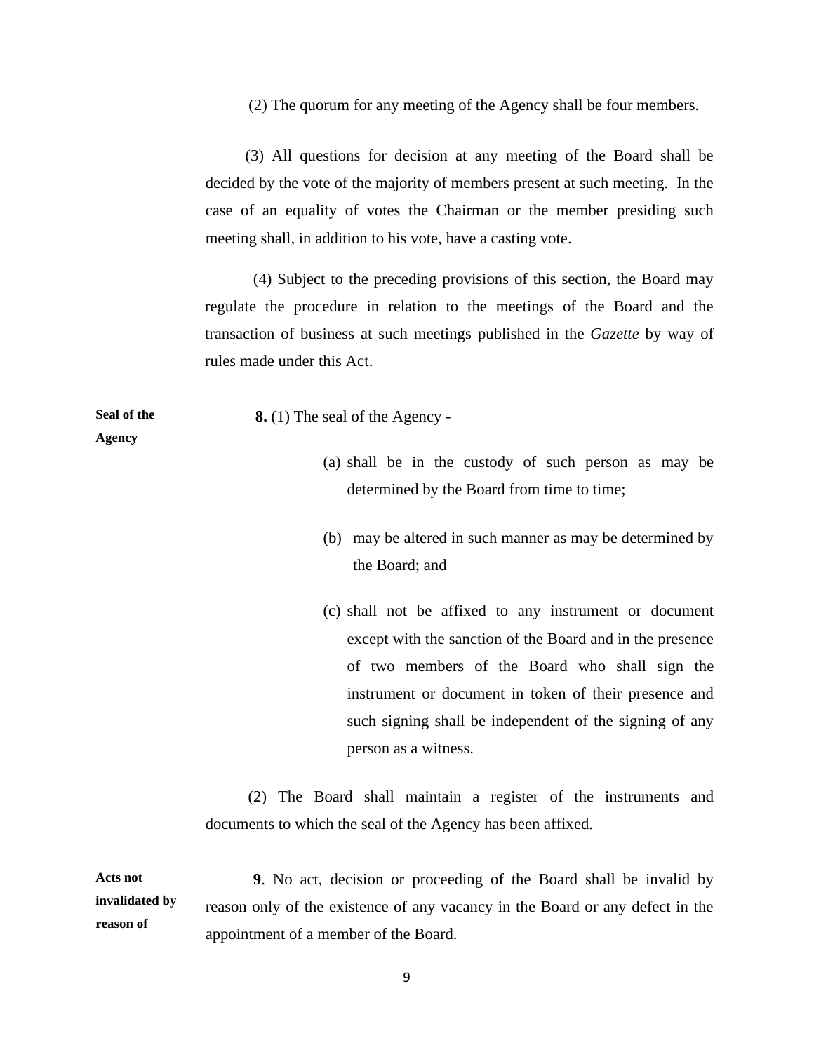(2) The quorum for any meeting of the Agency shall be four members.

(3) All questions for decision at any meeting of the Board shall be decided by the vote of the majority of members present at such meeting. In the case of an equality of votes the Chairman or the member presiding such meeting shall, in addition to his vote, have a casting vote.

(4) Subject to the preceding provisions of this section, the Board may regulate the procedure in relation to the meetings of the Board and the transaction of business at such meetings published in the *Gazette* by way of rules made under this Act.

**Seal of the Agency**

**8.** (1) The seal of the Agency -

(a) shall be in the custody of such person as may be determined by the Board from time to time;

(b) may be altered in such manner as may be determined by the Board; and

(c) shall not be affixed to any instrument or document except with the sanction of the Board and in the presence of two members of the Board who shall sign the instrument or document in token of their presence and such signing shall be independent of the signing of any person as a witness.

(2) The Board shall maintain a register of the instruments and documents to which the seal of the Agency has been affixed.

**Acts not invalidated by reason of**

**9**. No act, decision or proceeding of the Board shall be invalid by reason only of the existence of any vacancy in the Board or any defect in the appointment of a member of the Board.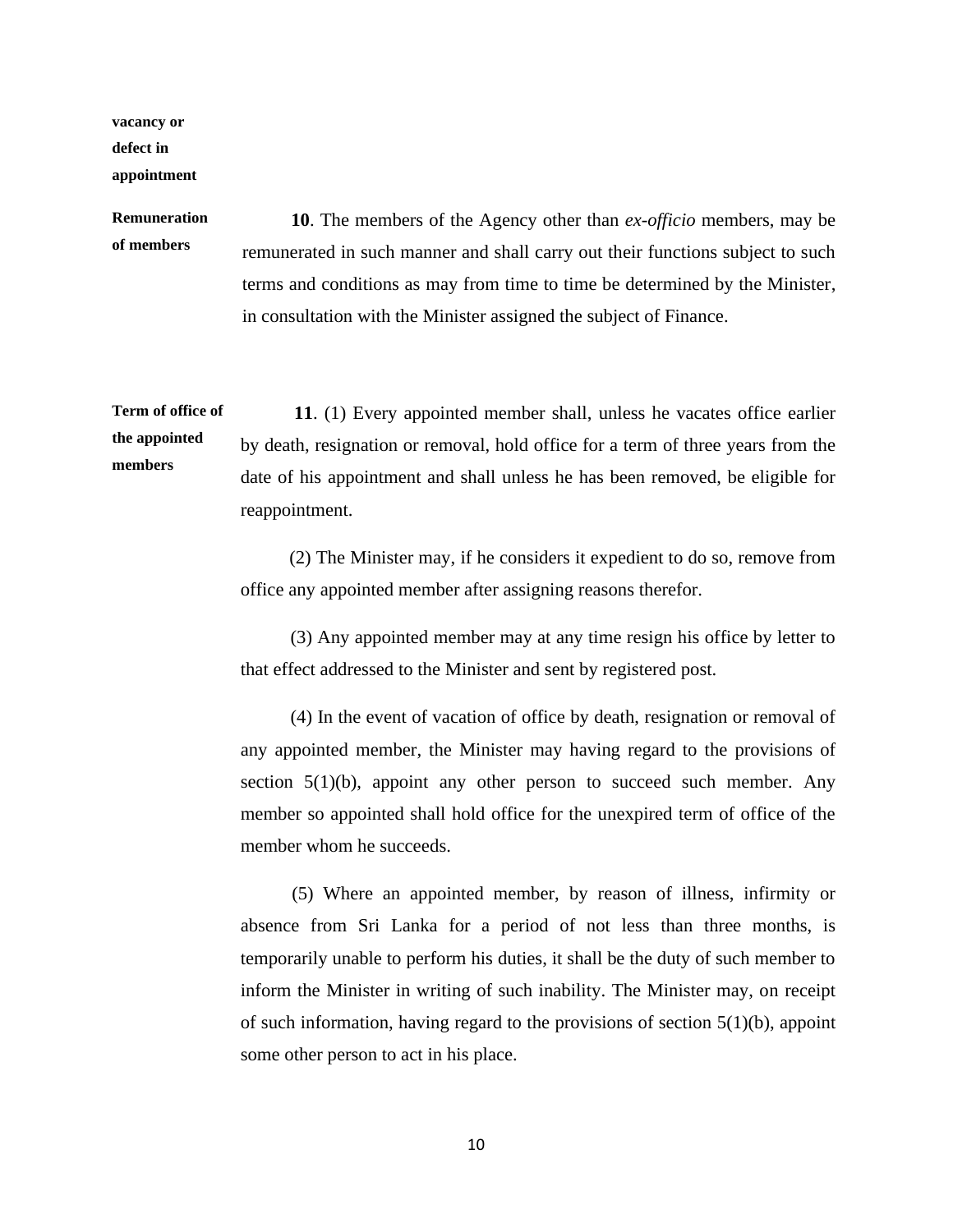**vacancy or defect in appointment**

**Remuneration of members**

**10**. The members of the Agency other than *ex-officio* members, may be remunerated in such manner and shall carry out their functions subject to such terms and conditions as may from time to time be determined by the Minister, in consultation with the Minister assigned the subject of Finance.

**Term of office of the appointed members**

**11**. (1) Every appointed member shall, unless he vacates office earlier by death, resignation or removal, hold office for a term of three years from the date of his appointment and shall unless he has been removed, be eligible for reappointment.

(2) The Minister may, if he considers it expedient to do so, remove from office any appointed member after assigning reasons therefor.

(3) Any appointed member may at any time resign his office by letter to that effect addressed to the Minister and sent by registered post.

(4) In the event of vacation of office by death, resignation or removal of any appointed member, the Minister may having regard to the provisions of section 5(1)(b), appoint any other person to succeed such member. Any member so appointed shall hold office for the unexpired term of office of the member whom he succeeds.

(5) Where an appointed member, by reason of illness, infirmity or absence from Sri Lanka for a period of not less than three months, is temporarily unable to perform his duties, it shall be the duty of such member to inform the Minister in writing of such inability. The Minister may, on receipt of such information, having regard to the provisions of section 5(1)(b), appoint some other person to act in his place.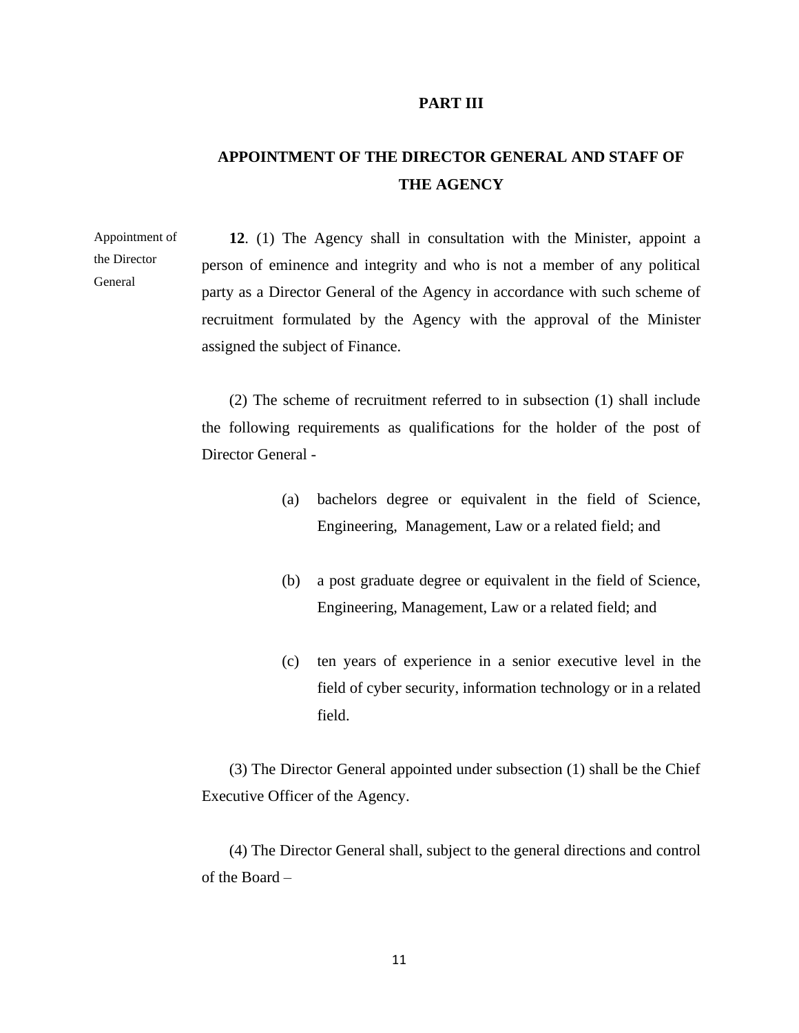## PART III

## APPOINTMENT OF THE DIRECTOR GENERAL AND STAFF OF THE AGENCY

Appointment of the Director General

**12**. (1) The Agency shall in consultation with the Minister, appoint a person of eminence and integrity and who is not a member of any political party as a Director General of the Agency in accordance with such scheme of recruitment formulated by the Agency with the approval of the Minister assigned the subject of Finance.

(2) The scheme of recruitment referred to in subsection (1) shall include the following requirements as qualifications for the holder of the post of Director General -

(a) bachelors degree or equivalent in the field of Science, Engineering, Management, Law or a related field; and

(b) a post graduate degree or equivalent in the field of Science, Engineering, Management, Law or a related field; and

(c) ten years of experience in a senior executive level in the field of cyber security, information technology or in a related field.

(3) The Director General appointed under subsection (1) shall be the Chief Executive Officer of the Agency.

(4) The Director General shall, subject to the general directions and control of the Board –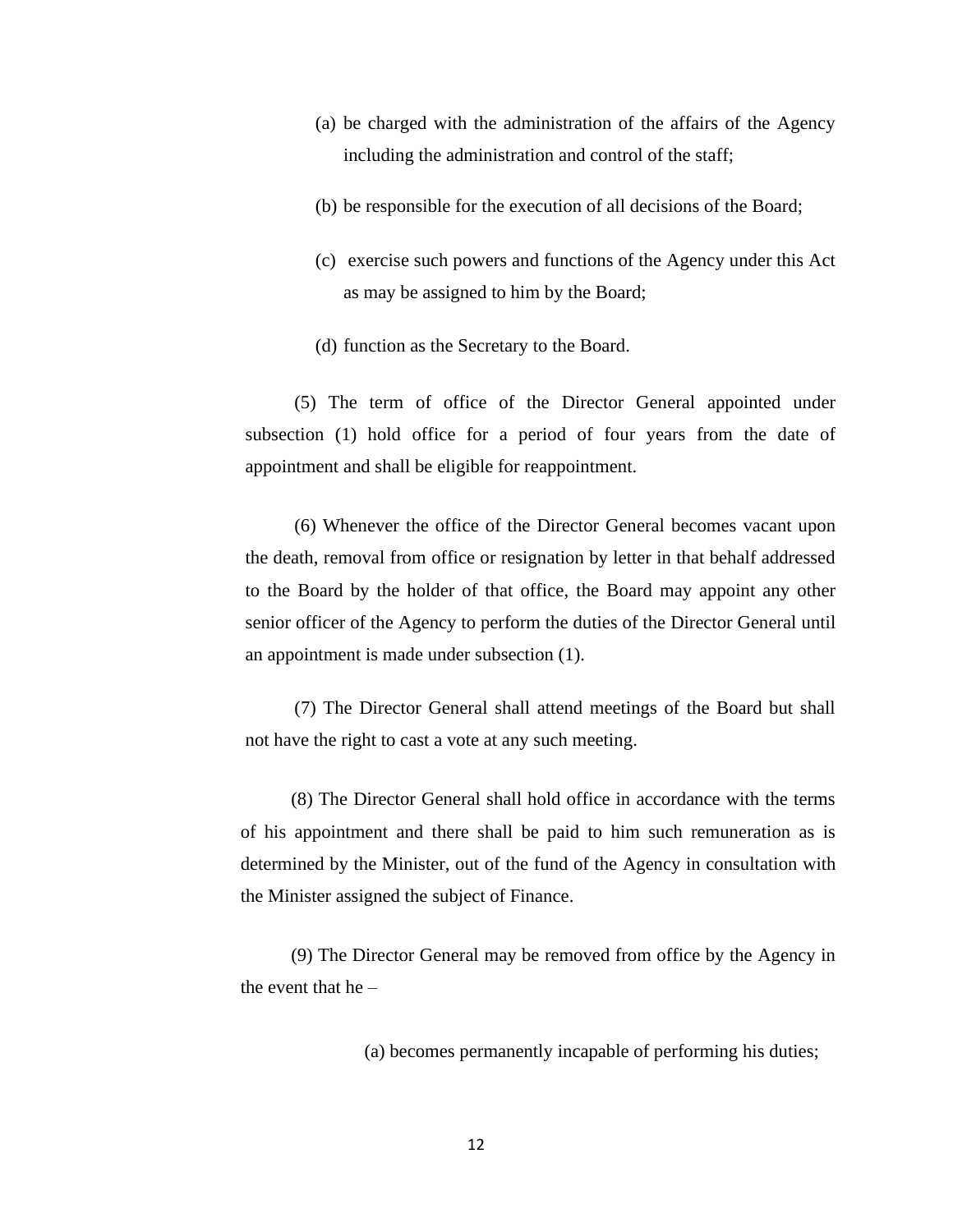(a) be charged with the administration of the affairs of the Agency including the administration and control of the staff;

(b) be responsible for the execution of all decisions of the Board;

(c) exercise such powers and functions of the Agency under this Act as may be assigned to him by the Board;

(d) function as the Secretary to the Board.

(5) The term of office of the Director General appointed under subsection (1) hold office for a period of four years from the date of appointment and shall be eligible for reappointment.

(6) Whenever the office of the Director General becomes vacant upon the death, removal from office or resignation by letter in that behalf addressed to the Board by the holder of that office, the Board may appoint any other senior officer of the Agency to perform the duties of the Director General until an appointment is made under subsection (1).

(7) The Director General shall attend meetings of the Board but shall not have the right to cast a vote at any such meeting.

(8) The Director General shall hold office in accordance with the terms of his appointment and there shall be paid to him such remuneration as is determined by the Minister, out of the fund of the Agency in consultation with the Minister assigned the subject of Finance.

(9) The Director General may be removed from office by the Agency in the event that he –

(a) becomes permanently incapable of performing his duties;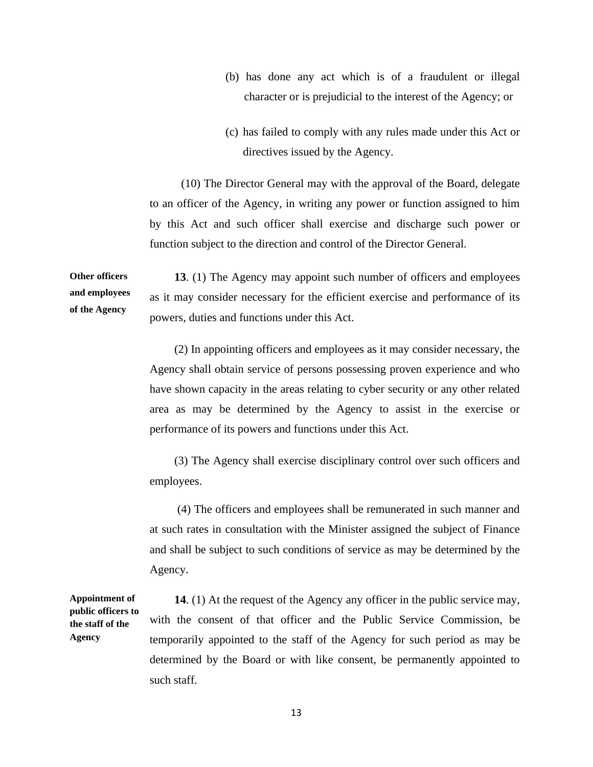(b) has done any act which is of a fraudulent or illegal character or is prejudicial to the interest of the Agency; or

(c) has failed to comply with any rules made under this Act or directives issued by the Agency.

(10) The Director General may with the approval of the Board, delegate to an officer of the Agency, in writing any power or function assigned to him by this Act and such officer shall exercise and discharge such power or function subject to the direction and control of the Director General.

**Other officers and employees of the Agency**

**13**. (1) The Agency may appoint such number of officers and employees as it may consider necessary for the efficient exercise and performance of its powers, duties and functions under this Act.

(2) In appointing officers and employees as it may consider necessary, the Agency shall obtain service of persons possessing proven experience and who have shown capacity in the areas relating to cyber security or any other related area as may be determined by the Agency to assist in the exercise or performance of its powers and functions under this Act.

(3) The Agency shall exercise disciplinary control over such officers and employees.

(4) The officers and employees shall be remunerated in such manner and at such rates in consultation with the Minister assigned the subject of Finance and shall be subject to such conditions of service as may be determined by the Agency.

**Appointment of public officers to the staff of the Agency**

**14**. (1) At the request of the Agency any officer in the public service may, with the consent of that officer and the Public Service Commission, be temporarily appointed to the staff of the Agency for such period as may be determined by the Board or with like consent, be permanently appointed to such staff.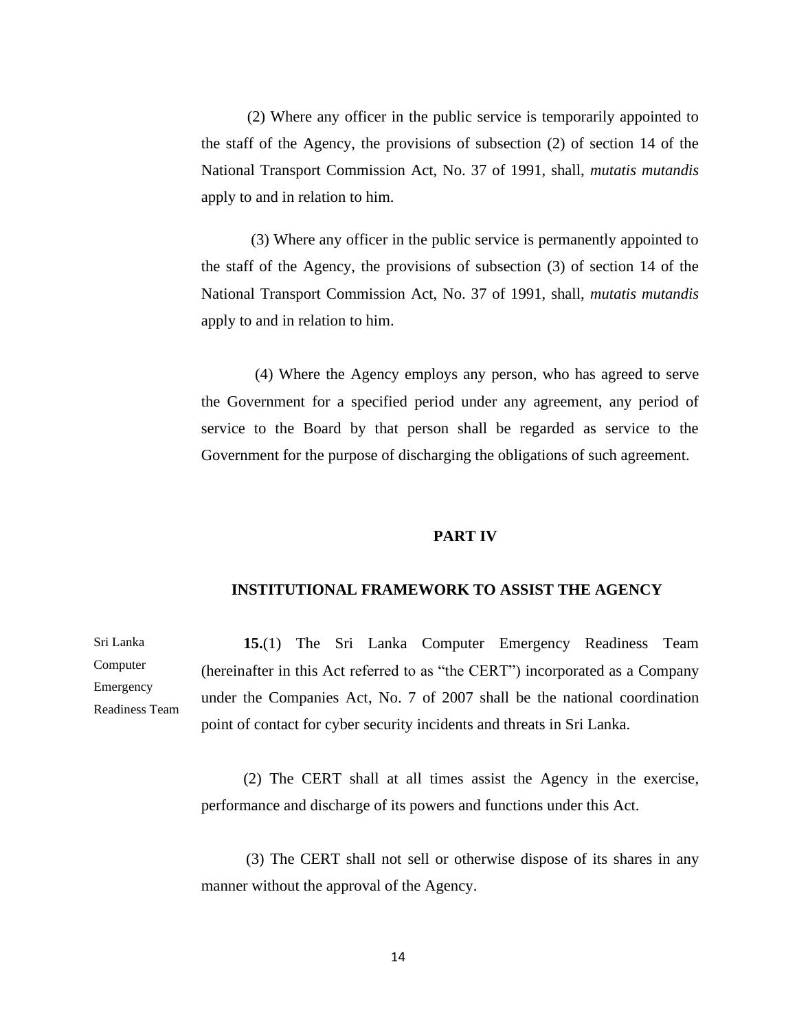(2) Where any officer in the public service is temporarily appointed to the staff of the Agency, the provisions of subsection (2) of section 14 of the National Transport Commission Act, No. 37 of 1991, shall, *mutatis mutandis* apply to and in relation to him.

(3) Where any officer in the public service is permanently appointed to the staff of the Agency, the provisions of subsection (3) of section 14 of the National Transport Commission Act, No. 37 of 1991, shall, *mutatis mutandis* apply to and in relation to him.

(4) Where the Agency employs any person, who has agreed to serve the Government for a specified period under any agreement, any period of service to the Board by that person shall be regarded as service to the Government for the purpose of discharging the obligations of such agreement.

## PART IV

## INSTITUTIONAL FRAMEWORK TO ASSIST THE AGENCY

Sri Lanka Computer Emergency Readiness Team

**15.**(1) The Sri Lanka Computer Emergency Readiness Team (hereinafter in this Act referred to as "the CERT") incorporated as a Company under the Companies Act, No. 7 of 2007 shall be the national coordination point of contact for cyber security incidents and threats in Sri Lanka.

(2) The CERT shall at all times assist the Agency in the exercise, performance and discharge of its powers and functions under this Act.

(3) The CERT shall not sell or otherwise dispose of its shares in any manner without the approval of the Agency.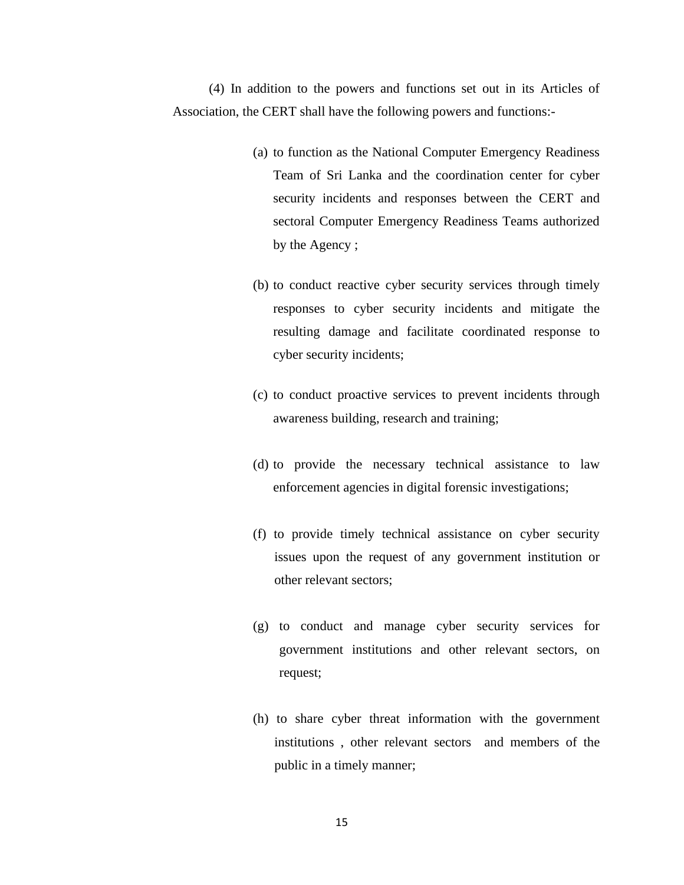(4) In addition to the powers and functions set out in its Articles of Association, the CERT shall have the following powers and functions:-

(a) to function as the National Computer Emergency Readiness Team of Sri Lanka and the coordination center for cyber security incidents and responses between the CERT and sectoral Computer Emergency Readiness Teams authorized by the Agency ;

(b) to conduct reactive cyber security services through timely responses to cyber security incidents and mitigate the resulting damage and facilitate coordinated response to cyber security incidents;

(c) to conduct proactive services to prevent incidents through awareness building, research and training;

(d) to provide the necessary technical assistance to law enforcement agencies in digital forensic investigations;

(f) to provide timely technical assistance on cyber security issues upon the request of any government institution or other relevant sectors;

(g) to conduct and manage cyber security services for government institutions and other relevant sectors, on request;

(h) to share cyber threat information with the government institutions , other relevant sectors and members of the public in a timely manner;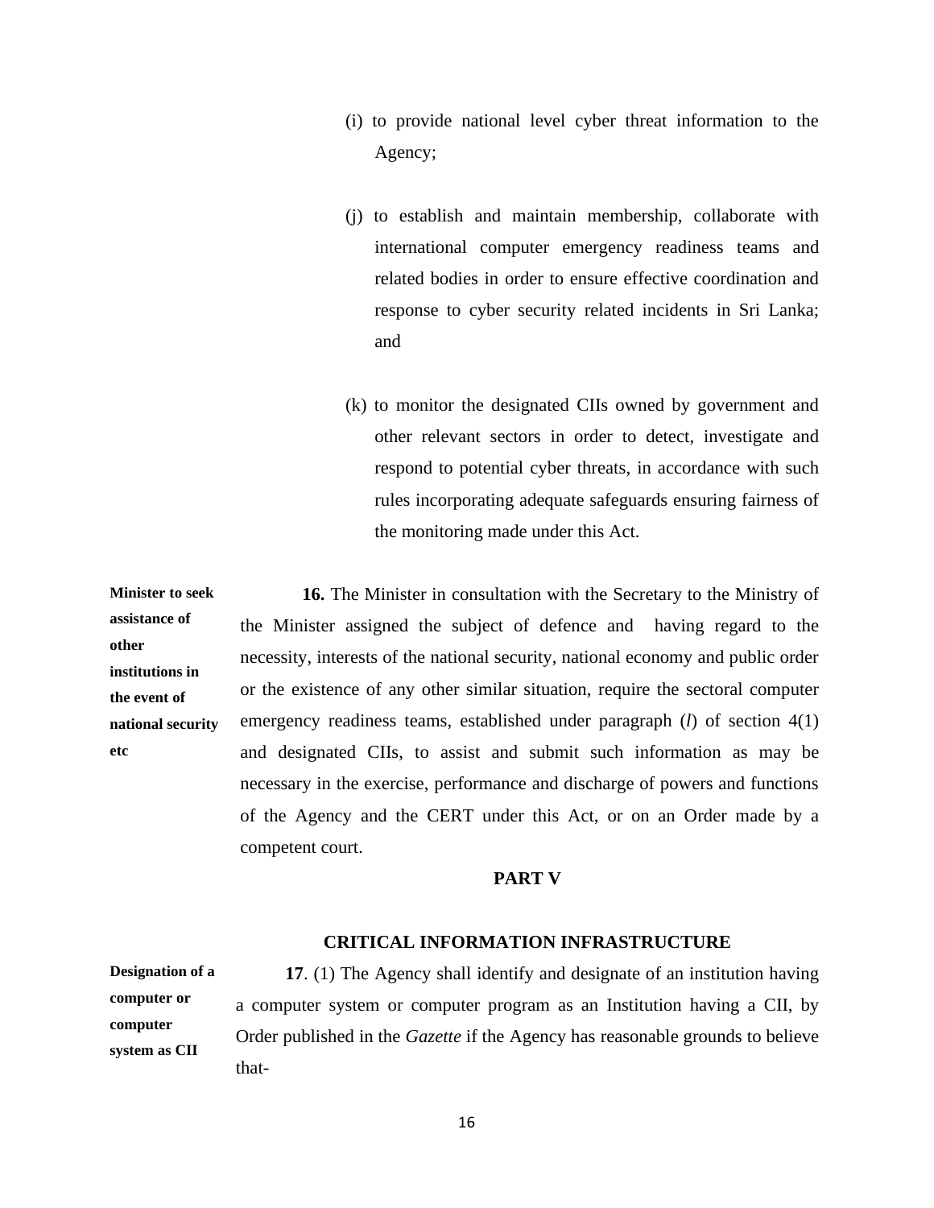(i) to provide national level cyber threat information to the Agency;

(j) to establish and maintain membership, collaborate with international computer emergency readiness teams and related bodies in order to ensure effective coordination and response to cyber security related incidents in Sri Lanka; and

(k) to monitor the designated CIIs owned by government and other relevant sectors in order to detect, investigate and respond to potential cyber threats, in accordance with such rules incorporating adequate safeguards ensuring fairness of the monitoring made under this Act.

**Minister to seek assistance of other institutions in the event of national security etc**

**16.** The Minister in consultation with the Secretary to the Ministry of the Minister assigned the subject of defence and having regard to the necessity, interests of the national security, national economy and public order or the existence of any other similar situation, require the sectoral computer emergency readiness teams, established under paragraph (*l*) of section 4(1) and designated CIIs, to assist and submit such information as may be necessary in the exercise, performance and discharge of powers and functions of the Agency and the CERT under this Act, or on an Order made by a competent court.

## PART V

## CRITICAL INFORMATION INFRASTRUCTURE

**Designation of a computer or computer system as CII**

**17**. (1) The Agency shall identify and designate of an institution having a computer system or computer program as an Institution having a CII, by Order published in the *Gazette* if the Agency has reasonable grounds to believe that-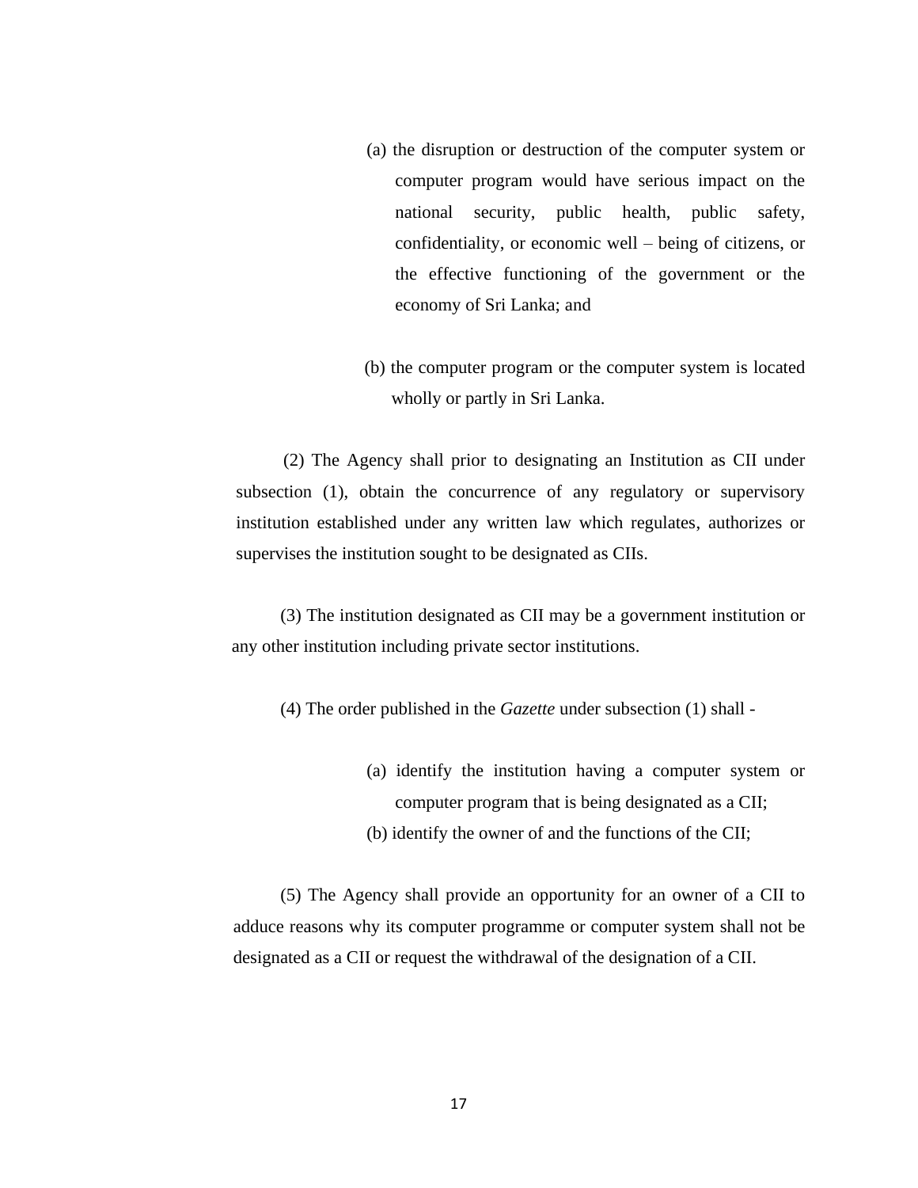(a) the disruption or destruction of the computer system or computer program would have serious impact on the national security, public health, public safety, confidentiality, or economic well – being of citizens, or the effective functioning of the government or the economy of Sri Lanka; and

(b) the computer program or the computer system is located wholly or partly in Sri Lanka.

(2) The Agency shall prior to designating an Institution as CII under subsection (1), obtain the concurrence of any regulatory or supervisory institution established under any written law which regulates, authorizes or supervises the institution sought to be designated as CIIs.

(3) The institution designated as CII may be a government institution or any other institution including private sector institutions.

(4) The order published in the *Gazette* under subsection (1) shall -

(a) identify the institution having a computer system or computer program that is being designated as a CII;

(b) identify the owner of and the functions of the CII;

(5) The Agency shall provide an opportunity for an owner of a CII to adduce reasons why its computer programme or computer system shall not be designated as a CII or request the withdrawal of the designation of a CII.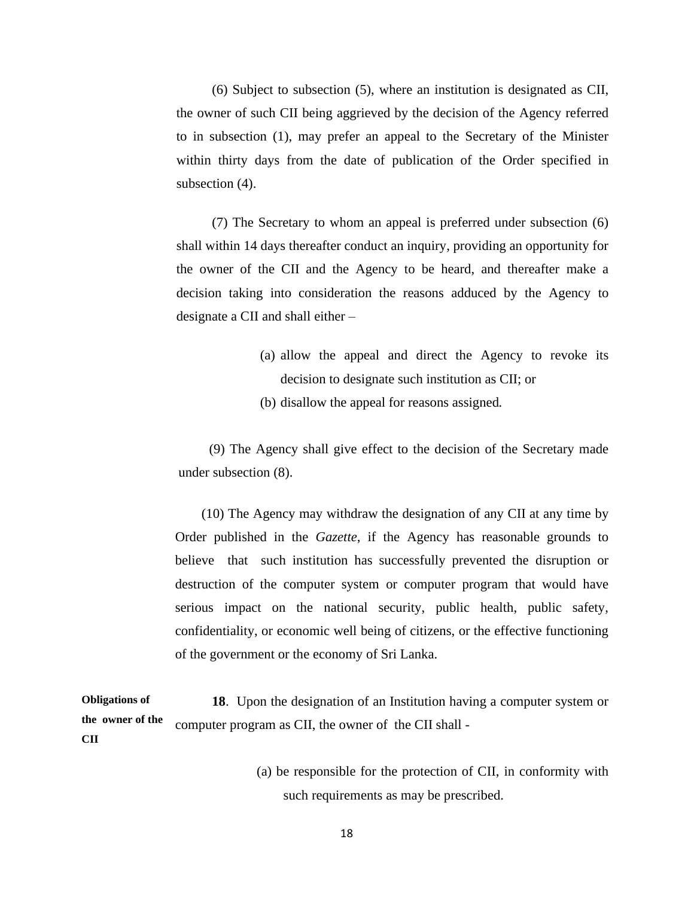(6) Subject to subsection (5), where an institution is designated as CII, the owner of such CII being aggrieved by the decision of the Agency referred to in subsection (1), may prefer an appeal to the Secretary of the Minister within thirty days from the date of publication of the Order specified in subsection (4).

(7) The Secretary to whom an appeal is preferred under subsection (6) shall within 14 days thereafter conduct an inquiry, providing an opportunity for the owner of the CII and the Agency to be heard, and thereafter make a decision taking into consideration the reasons adduced by the Agency to designate a CII and shall either –

(a) allow the appeal and direct the Agency to revoke its decision to designate such institution as CII; or

(b) disallow the appeal for reasons assigned.

(9) The Agency shall give effect to the decision of the Secretary made under subsection (8).

(10) The Agency may withdraw the designation of any CII at any time by Order published in the *Gazette*, if the Agency has reasonable grounds to believe that such institution has successfully prevented the disruption or destruction of the computer system or computer program that would have serious impact on the national security, public health, public safety, confidentiality, or economic well being of citizens, or the effective functioning of the government or the economy of Sri Lanka.

**Obligations of the owner of the CII**

**18**. Upon the designation of an Institution having a computer system or computer program as CII, the owner of the CII shall -

(a) be responsible for the protection of CII, in conformity with such requirements as may be prescribed.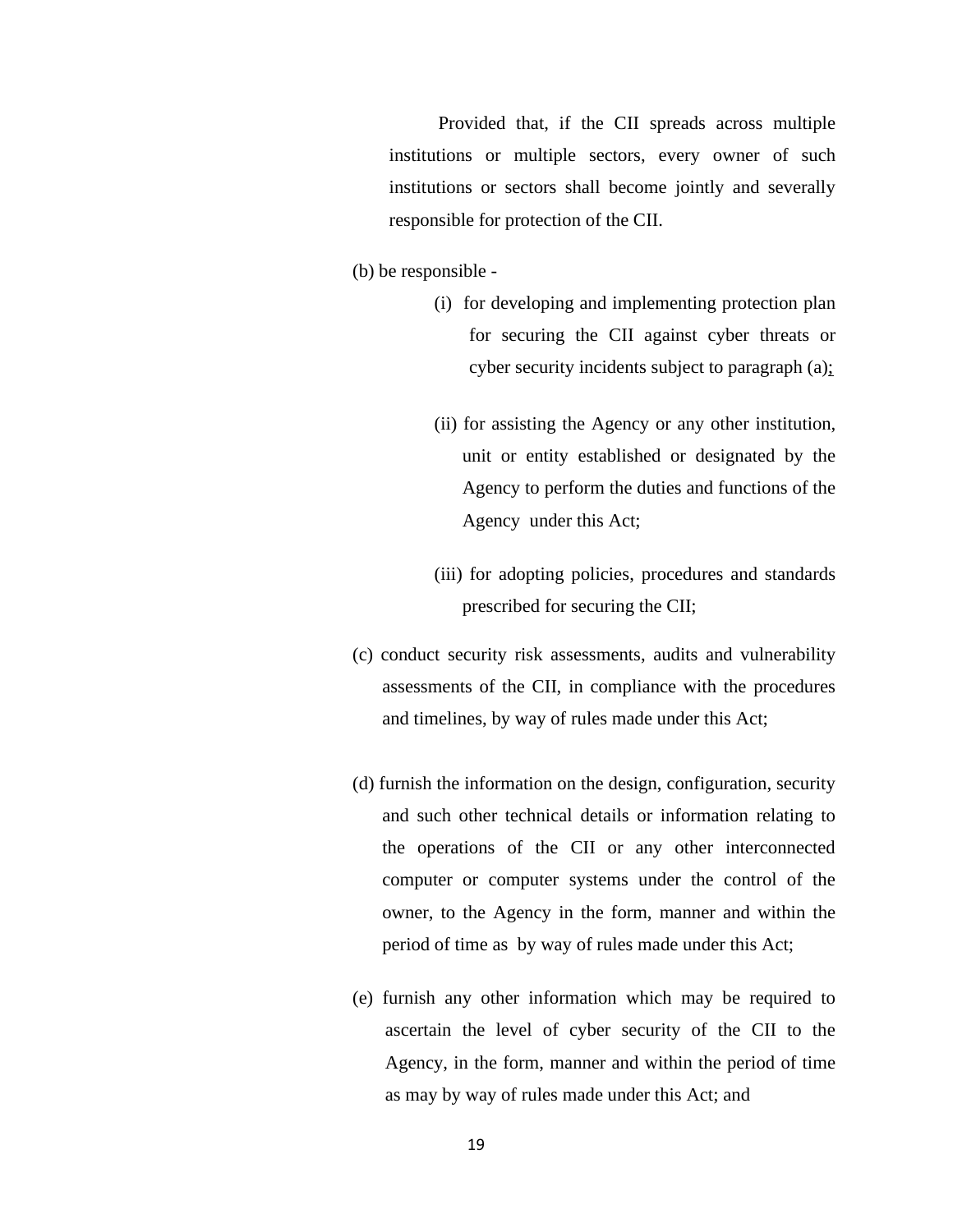Provided that, if the CII spreads across multiple institutions or multiple sectors, every owner of such institutions or sectors shall become jointly and severally responsible for protection of the CII.

(b) be responsible -

(i) for developing and implementing protection plan for securing the CII against cyber threats or cyber security incidents subject to paragraph (a);

(ii) for assisting the Agency or any other institution, unit or entity established or designated by the Agency to perform the duties and functions of the Agency under this Act;

(iii) for adopting policies, procedures and standards prescribed for securing the CII;

(c) conduct security risk assessments, audits and vulnerability assessments of the CII, in compliance with the procedures and timelines, by way of rules made under this Act;

(d) furnish the information on the design, configuration, security and such other technical details or information relating to the operations of the CII or any other interconnected computer or computer systems under the control of the owner, to the Agency in the form, manner and within the period of time as by way of rules made under this Act;

(e) furnish any other information which may be required to ascertain the level of cyber security of the CII to the Agency, in the form, manner and within the period of time as may by way of rules made under this Act; and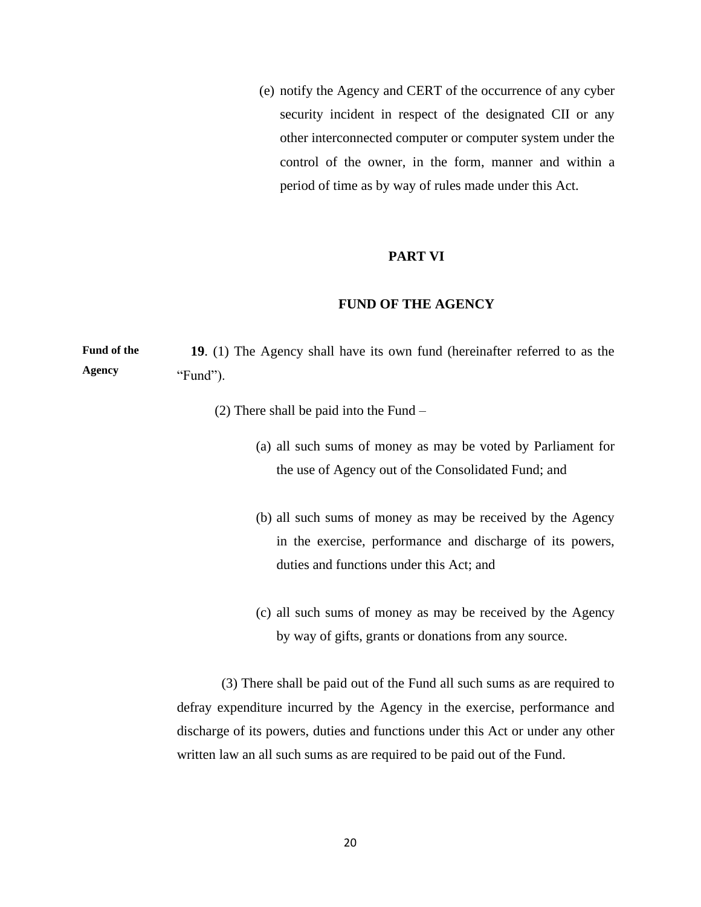(e) notify the Agency and CERT of the occurrence of any cyber security incident in respect of the designated CII or any other interconnected computer or computer system under the control of the owner, in the form, manner and within a period of time as by way of rules made under this Act.

## PART VI

## FUND OF THE AGENCY

**Fund of the Agency**

**19**. (1) The Agency shall have its own fund (hereinafter referred to as the "Fund").

(2) There shall be paid into the Fund –

(a) all such sums of money as may be voted by Parliament for the use of Agency out of the Consolidated Fund; and

(b) all such sums of money as may be received by the Agency in the exercise, performance and discharge of its powers, duties and functions under this Act; and

(c) all such sums of money as may be received by the Agency by way of gifts, grants or donations from any source.

(3) There shall be paid out of the Fund all such sums as are required to defray expenditure incurred by the Agency in the exercise, performance and discharge of its powers, duties and functions under this Act or under any other written law an all such sums as are required to be paid out of the Fund.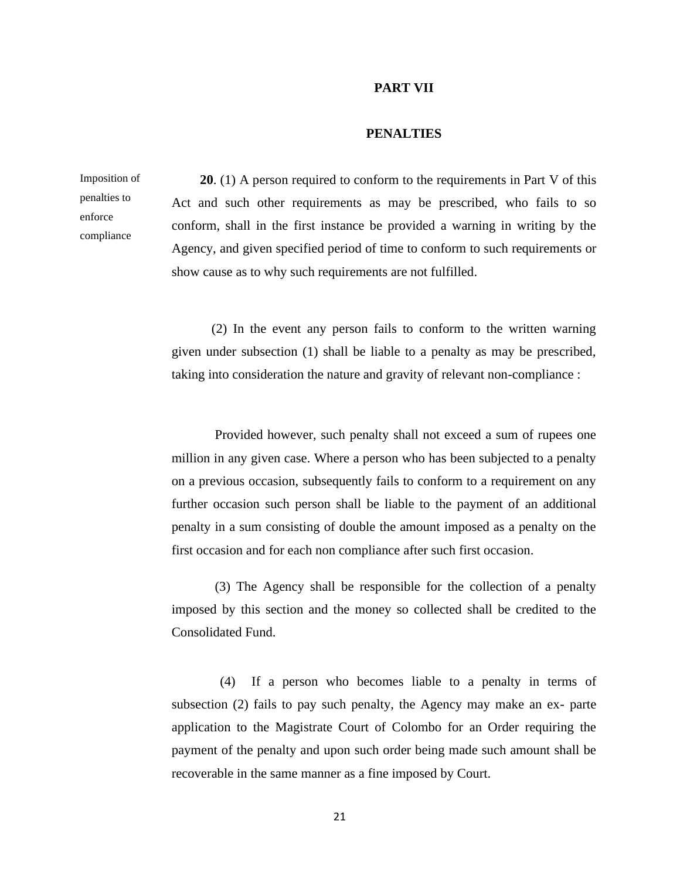## PART VII

## PENALTIES

Imposition of penalties to enforce compliance

**20**. (1) A person required to conform to the requirements in Part V of this Act and such other requirements as may be prescribed, who fails to so conform, shall in the first instance be provided a warning in writing by the Agency, and given specified period of time to conform to such requirements or show cause as to why such requirements are not fulfilled.

(2) In the event any person fails to conform to the written warning given under subsection (1) shall be liable to a penalty as may be prescribed, taking into consideration the nature and gravity of relevant non-compliance :

Provided however, such penalty shall not exceed a sum of rupees one million in any given case. Where a person who has been subjected to a penalty on a previous occasion, subsequently fails to conform to a requirement on any further occasion such person shall be liable to the payment of an additional penalty in a sum consisting of double the amount imposed as a penalty on the first occasion and for each non compliance after such first occasion.

(3) The Agency shall be responsible for the collection of a penalty imposed by this section and the money so collected shall be credited to the Consolidated Fund.

(4) If a person who becomes liable to a penalty in terms of subsection (2) fails to pay such penalty, the Agency may make an ex- parte application to the Magistrate Court of Colombo for an Order requiring the payment of the penalty and upon such order being made such amount shall be recoverable in the same manner as a fine imposed by Court.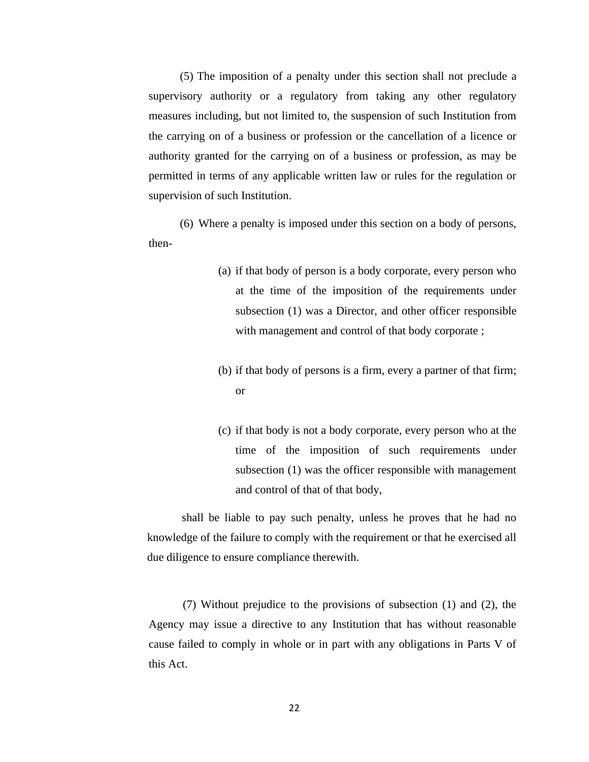(5) The imposition of a penalty under this section shall not preclude a supervisory authority or a regulatory from taking any other regulatory measures including, but not limited to, the suspension of such Institution from the carrying on of a business or profession or the cancellation of a licence or authority granted for the carrying on of a business or profession, as may be permitted in terms of any applicable written law or rules for the regulation or supervision of such Institution.

(6) Where a penalty is imposed under this section on a body of persons, then-

(a) if that body of person is a body corporate, every person who at the time of the imposition of the requirements under subsection (1) was a Director, and other officer responsible with management and control of that body corporate ;

(b) if that body of persons is a firm, every a partner of that firm; or

(c) if that body is not a body corporate, every person who at the time of the imposition of such requirements under subsection (1) was the officer responsible with management and control of that of that body,

shall be liable to pay such penalty, unless he proves that he had no knowledge of the failure to comply with the requirement or that he exercised all due diligence to ensure compliance therewith.

(7) Without prejudice to the provisions of subsection (1) and (2), the Agency may issue a directive to any Institution that has without reasonable cause failed to comply in whole or in part with any obligations in Parts V of this Act.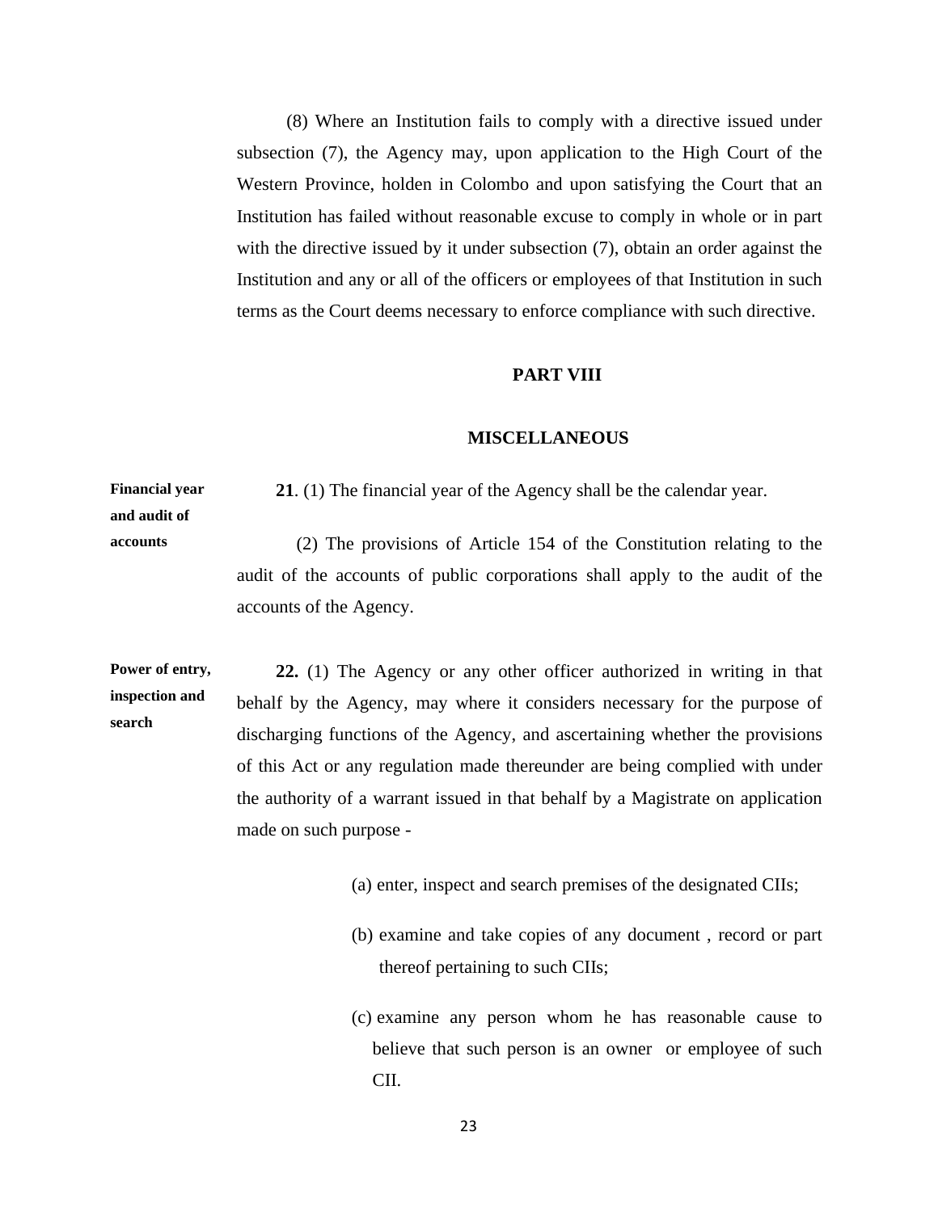(8) Where an Institution fails to comply with a directive issued under subsection (7), the Agency may, upon application to the High Court of the Western Province, holden in Colombo and upon satisfying the Court that an Institution has failed without reasonable excuse to comply in whole or in part with the directive issued by it under subsection (7), obtain an order against the Institution and any or all of the officers or employees of that Institution in such terms as the Court deems necessary to enforce compliance with such directive.

## PART VIII

## MISCELLANEOUS

**Financial year and audit of accounts**

**21**. (1) The financial year of the Agency shall be the calendar year.

(2) The provisions of Article 154 of the Constitution relating to the audit of the accounts of public corporations shall apply to the audit of the accounts of the Agency.

**Power of entry, inspection and search**

**22.** (1) The Agency or any other officer authorized in writing in that behalf by the Agency, may where it considers necessary for the purpose of discharging functions of the Agency, and ascertaining whether the provisions of this Act or any regulation made thereunder are being complied with under the authority of a warrant issued in that behalf by a Magistrate on application made on such purpose -

(a) enter, inspect and search premises of the designated CIIs;

(b) examine and take copies of any document , record or part thereof pertaining to such CIIs;

(c) examine any person whom he has reasonable cause to believe that such person is an owner or employee of such CII.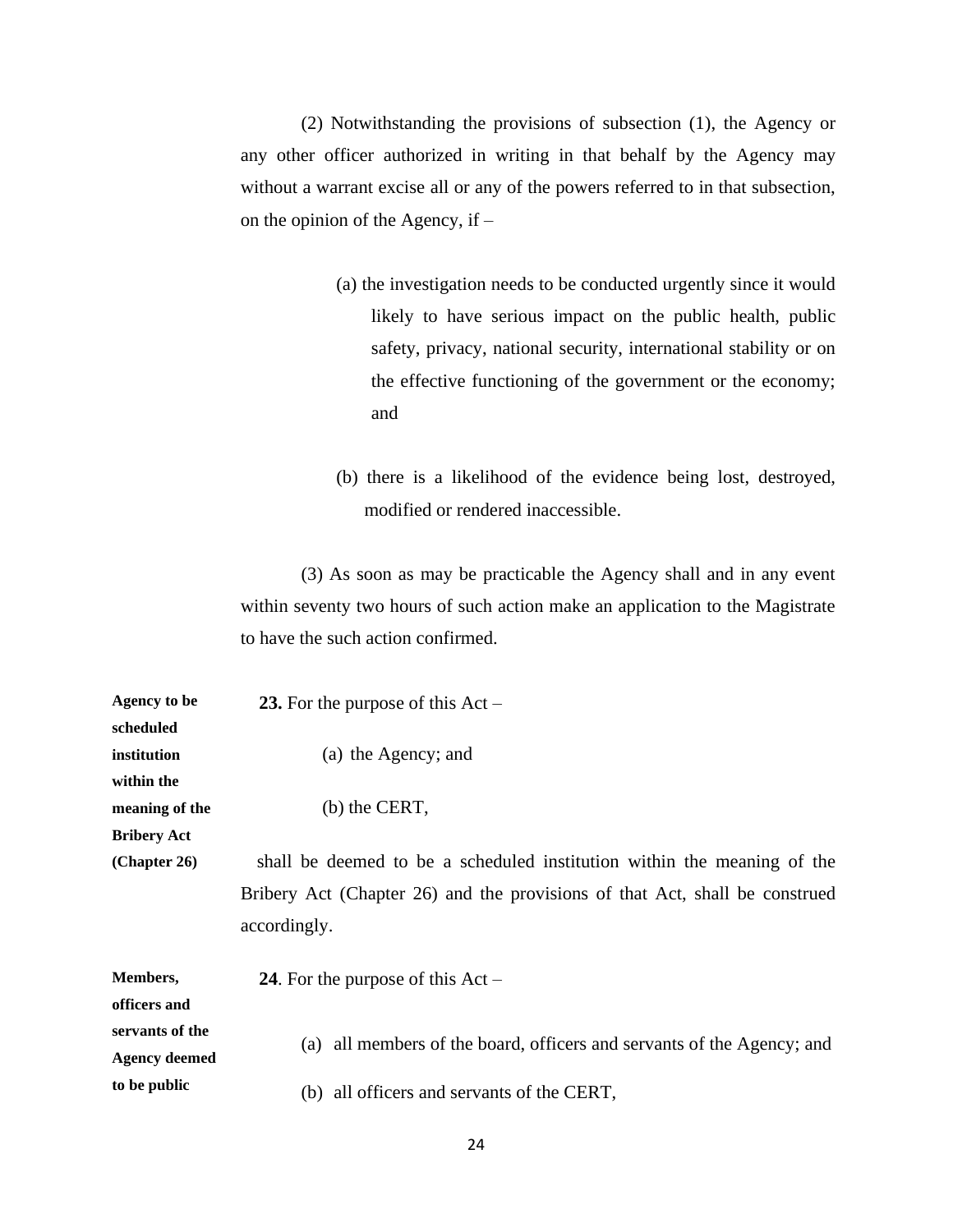(2) Notwithstanding the provisions of subsection (1), the Agency or any other officer authorized in writing in that behalf by the Agency may without a warrant excise all or any of the powers referred to in that subsection, on the opinion of the Agency, if –

(a) the investigation needs to be conducted urgently since it would likely to have serious impact on the public health, public safety, privacy, national security, international stability or on the effective functioning of the government or the economy; and

(b) there is a likelihood of the evidence being lost, destroyed, modified or rendered inaccessible.

(3) As soon as may be practicable the Agency shall and in any event within seventy two hours of such action make an application to the Magistrate to have the such action confirmed.

**Agency to be scheduled institution within the meaning of the Bribery Act (Chapter 26)**

**23.** For the purpose of this Act –

(a) the Agency; and

(b) the CERT,

shall be deemed to be a scheduled institution within the meaning of the Bribery Act (Chapter 26) and the provisions of that Act, shall be construed accordingly.

**Members, officers and servants of the Agency deemed to be public**

**24**. For the purpose of this Act –

(a) all members of the board, officers and servants of the Agency; and

(b) all officers and servants of the CERT,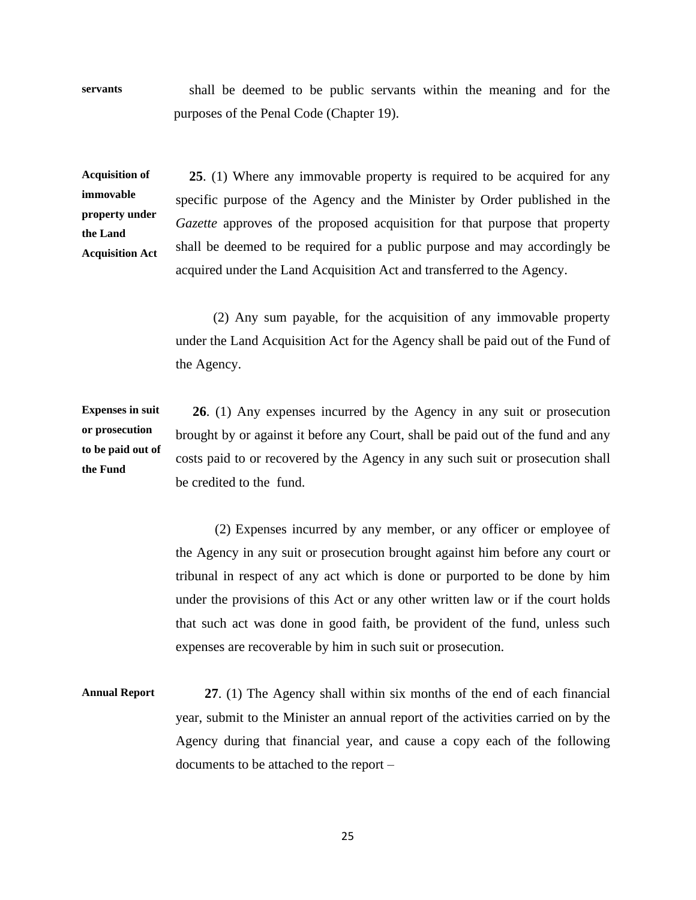**servants** shall be deemed to be public servants within the meaning and for the purposes of the Penal Code (Chapter 19).

**Acquisition of immovable property under the Land Acquisition Act**

**25**. (1) Where any immovable property is required to be acquired for any specific purpose of the Agency and the Minister by Order published in the *Gazette* approves of the proposed acquisition for that purpose that property shall be deemed to be required for a public purpose and may accordingly be acquired under the Land Acquisition Act and transferred to the Agency.

(2) Any sum payable, for the acquisition of any immovable property under the Land Acquisition Act for the Agency shall be paid out of the Fund of the Agency.

**Expenses in suit or prosecution to be paid out of the Fund**

**26**. (1) Any expenses incurred by the Agency in any suit or prosecution brought by or against it before any Court, shall be paid out of the fund and any costs paid to or recovered by the Agency in any such suit or prosecution shall be credited to the fund.

(2) Expenses incurred by any member, or any officer or employee of the Agency in any suit or prosecution brought against him before any court or tribunal in respect of any act which is done or purported to be done by him under the provisions of this Act or any other written law or if the court holds that such act was done in good faith, be provident of the fund, unless such expenses are recoverable by him in such suit or prosecution.

**Annual Report**

**27**. (1) The Agency shall within six months of the end of each financial year, submit to the Minister an annual report of the activities carried on by the Agency during that financial year, and cause a copy each of the following documents to be attached to the report –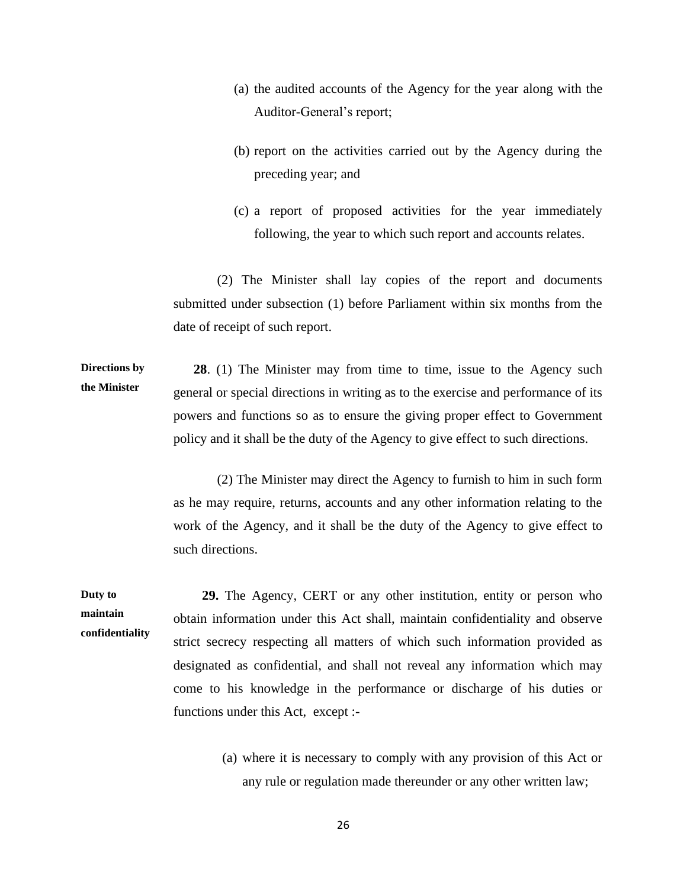(a) the audited accounts of the Agency for the year along with the Auditor-General's report;

(b) report on the activities carried out by the Agency during the preceding year; and

(c) a report of proposed activities for the year immediately following, the year to which such report and accounts relates.

(2) The Minister shall lay copies of the report and documents submitted under subsection (1) before Parliament within six months from the date of receipt of such report.

**Directions by the Minister**

**28**. (1) The Minister may from time to time, issue to the Agency such general or special directions in writing as to the exercise and performance of its powers and functions so as to ensure the giving proper effect to Government policy and it shall be the duty of the Agency to give effect to such directions.

(2) The Minister may direct the Agency to furnish to him in such form as he may require, returns, accounts and any other information relating to the work of the Agency, and it shall be the duty of the Agency to give effect to such directions.

**Duty to maintain confidentiality**

**29.** The Agency, CERT or any other institution, entity or person who obtain information under this Act shall, maintain confidentiality and observe strict secrecy respecting all matters of which such information provided as designated as confidential, and shall not reveal any information which may come to his knowledge in the performance or discharge of his duties or functions under this Act, except :-

(a) where it is necessary to comply with any provision of this Act or any rule or regulation made thereunder or any other written law;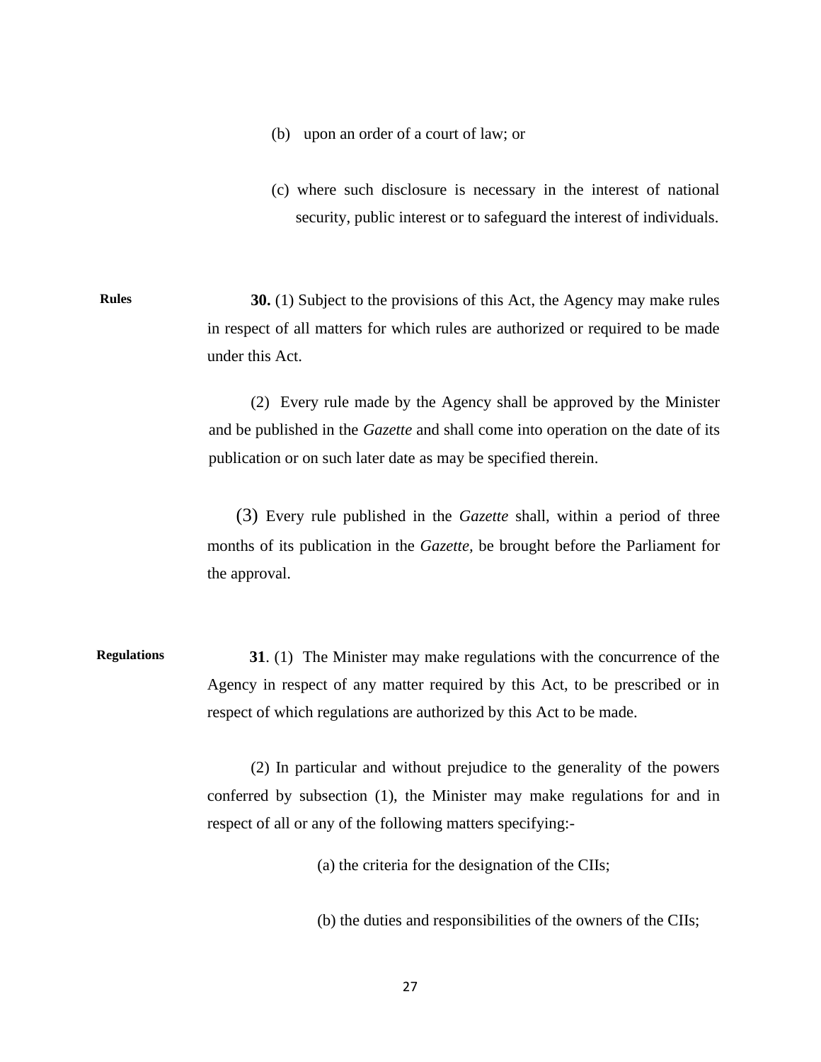(b) upon an order of a court of law; or

(c) where such disclosure is necessary in the interest of national security, public interest or to safeguard the interest of individuals.

**Rules**

**30.** (1) Subject to the provisions of this Act, the Agency may make rules in respect of all matters for which rules are authorized or required to be made under this Act.

(2) Every rule made by the Agency shall be approved by the Minister and be published in the *Gazette* and shall come into operation on the date of its publication or on such later date as may be specified therein.

(3) Every rule published in the *Gazette* shall, within a period of three months of its publication in the *Gazette*, be brought before the Parliament for the approval.

**Regulations**

**31**. (1) The Minister may make regulations with the concurrence of the Agency in respect of any matter required by this Act, to be prescribed or in respect of which regulations are authorized by this Act to be made.

(2) In particular and without prejudice to the generality of the powers conferred by subsection (1), the Minister may make regulations for and in respect of all or any of the following matters specifying:-

(a) the criteria for the designation of the CIIs;

(b) the duties and responsibilities of the owners of the CIIs;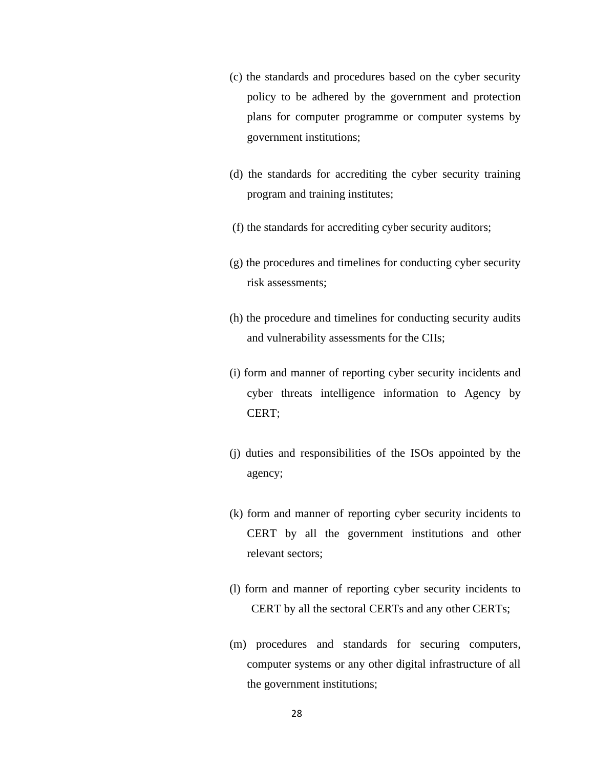(c) the standards and procedures based on the cyber security policy to be adhered by the government and protection plans for computer programme or computer systems by government institutions;

(d) the standards for accrediting the cyber security training program and training institutes;

(f) the standards for accrediting cyber security auditors;

(g) the procedures and timelines for conducting cyber security risk assessments;

(h) the procedure and timelines for conducting security audits and vulnerability assessments for the CIIs;

(i) form and manner of reporting cyber security incidents and cyber threats intelligence information to Agency by CERT;

(j) duties and responsibilities of the ISOs appointed by the agency;

(k) form and manner of reporting cyber security incidents to CERT by all the government institutions and other relevant sectors;

(l) form and manner of reporting cyber security incidents to CERT by all the sectoral CERTs and any other CERTs;

(m) procedures and standards for securing computers, computer systems or any other digital infrastructure of all the government institutions;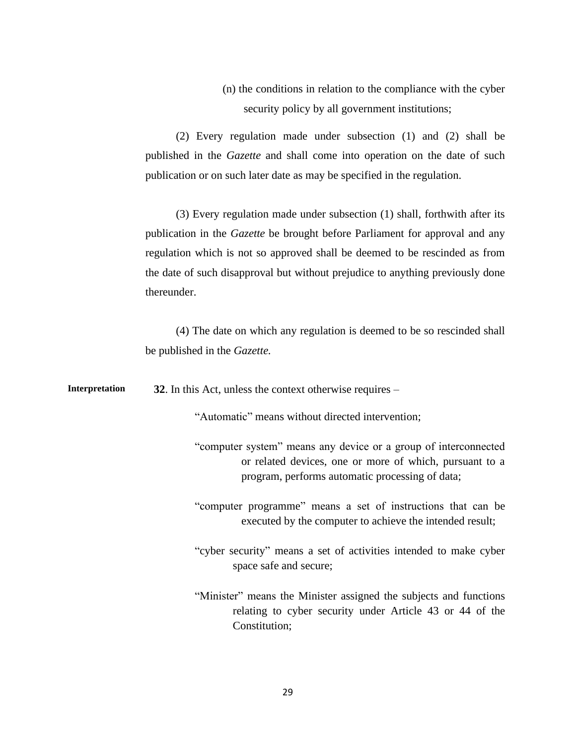(n) the conditions in relation to the compliance with the cyber security policy by all government institutions;

(2) Every regulation made under subsection (1) and (2) shall be published in the *Gazette* and shall come into operation on the date of such publication or on such later date as may be specified in the regulation.

(3) Every regulation made under subsection (1) shall, forthwith after its publication in the *Gazette* be brought before Parliament for approval and any regulation which is not so approved shall be deemed to be rescinded as from the date of such disapproval but without prejudice to anything previously done thereunder.

(4) The date on which any regulation is deemed to be so rescinded shall be published in the *Gazette.*

**Interpretation**

**32**. In this Act, unless the context otherwise requires –

"Automatic" means without directed intervention;

"computer system" means any device or a group of interconnected or related devices, one or more of which, pursuant to a program, performs automatic processing of data;

"computer programme" means a set of instructions that can be executed by the computer to achieve the intended result;

"cyber security" means a set of activities intended to make cyber space safe and secure;

"Minister" means the Minister assigned the subjects and functions relating to cyber security under Article 43 or 44 of the Constitution;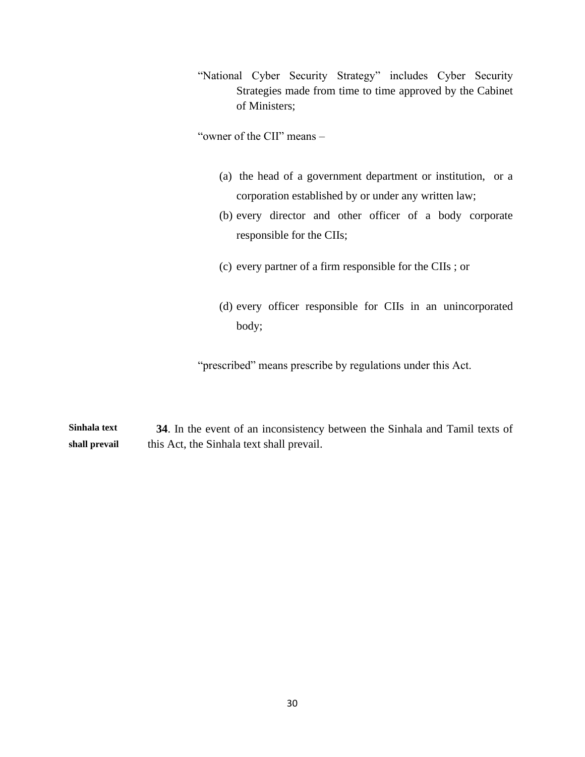"National Cyber Security Strategy" includes Cyber Security Strategies made from time to time approved by the Cabinet of Ministers;

"owner of the CII" means –

(a) the head of a government department or institution, or a corporation established by or under any written law;

(b) every director and other officer of a body corporate responsible for the CIIs;

(c) every partner of a firm responsible for the CIIs ; or

(d) every officer responsible for CIIs in an unincorporated body;

"prescribed" means prescribe by regulations under this Act.

**Sinhala text shall prevail**

**34**. In the event of an inconsistency between the Sinhala and Tamil texts of this Act, the Sinhala text shall prevail.